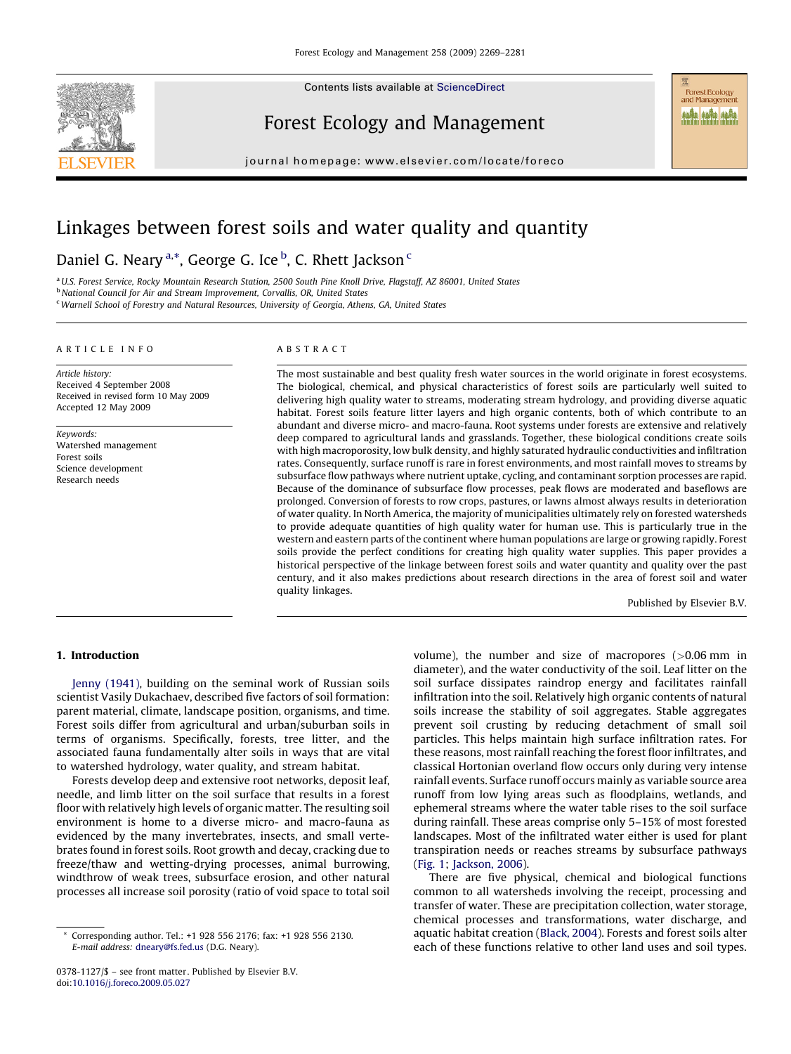Contents lists available at ScienceDirect

Forest Ecology and Management

journal homepage: www.elsevier.com/locate/foreco

# Linkages between forest soils and water quality and quantity

Daniel G. Neary [a,*], George G. Ice [b], C. Rhett Jackson [c]

[a] U.S. Forest Service, Rocky Mountain Research Station, 2500 South Pine Knoll Drive, Flagstaff, AZ 86001, United States
[b] National Council for Air and Stream Improvement, Corvallis, OR, United States
[c] Warnell School of Forestry and Natural Resources, University of Georgia, Athens, GA, United States

**ARTICLE INFO**

*Article history:*
Received 4 September 2008
Received in revised form 10 May 2009
Accepted 12 May 2009

*Keywords:*
Watershed management
Forest soils
Science development
Research needs

**ABSTRACT**

The most sustainable and best quality fresh water sources in the world originate in forest ecosystems. The biological, chemical, and physical characteristics of forest soils are particularly well suited to delivering high quality water to streams, moderating stream hydrology, and providing diverse aquatic habitat. Forest soils feature litter layers and high organic contents, both of which contribute to an abundant and diverse micro- and macro-fauna. Root systems under forests are extensive and relatively deep compared to agricultural lands and grasslands. Together, these biological conditions create soils with high macroporosity, low bulk density, and highly saturated hydraulic conductivities and infiltration rates. Consequently, surface runoff is rare in forest environments, and most rainfall moves to streams by subsurface flow pathways where nutrient uptake, cycling, and contaminant sorption processes are rapid. Because of the dominance of subsurface flow processes, peak flows are moderated and baseflows are prolonged. Conversion of forests to row crops, pastures, or lawns almost always results in deterioration of water quality. In North America, the majority of municipalities ultimately rely on forested watersheds to provide adequate quantities of high quality water for human use. This is particularly true in the western and eastern parts of the continent where human populations are large or growing rapidly. Forest soils provide the perfect conditions for creating high quality water supplies. This paper provides a historical perspective of the linkage between forest soils and water quantity and quality over the past century, and it also makes predictions about research directions in the area of forest soil and water quality linkages.

Published by Elsevier B.V.

## 1. Introduction

Jenny (1941), building on the seminal work of Russian soils scientist Vasily Dukachaev, described five factors of soil formation: parent material, climate, landscape position, organisms, and time. Forest soils differ from agricultural and urban/suburban soils in terms of organisms. Specifically, forests, tree litter, and the associated fauna fundamentally alter soils in ways that are vital to watershed hydrology, water quality, and stream habitat.

Forests develop deep and extensive root networks, deposit leaf, needle, and limb litter on the soil surface that results in a forest floor with relatively high levels of organic matter. The resulting soil environment is home to a diverse micro- and macro-fauna as evidenced by the many invertebrates, insects, and small vertebrates found in forest soils. Root growth and decay, cracking due to freeze/thaw and wetting-drying processes, animal burrowing, windthrow of weak trees, subsurface erosion, and other natural processes all increase soil porosity (ratio of void space to total soil volume), the number and size of macropores (>0.06 mm in diameter), and the water conductivity of the soil. Leaf litter on the soil surface dissipates raindrop energy and facilitates rainfall infiltration into the soil. Relatively high organic contents of natural soils increase the stability of soil aggregates. Stable aggregates prevent soil crusting by reducing detachment of small soil particles. This helps maintain high surface infiltration rates. For these reasons, most rainfall reaching the forest floor infiltrates, and classical Hortonian overland flow occurs only during very intense rainfall events. Surface runoff occurs mainly as variable source area runoff from low lying areas such as floodplains, wetlands, and ephemeral streams where the water table rises to the soil surface during rainfall. These areas comprise only 5–15% of most forested landscapes. Most of the infiltrated water either is used for plant transpiration needs or reaches streams by subsurface pathways (Fig. 1; Jackson, 2006).

There are five physical, chemical and biological functions common to all watersheds involving the receipt, processing and transfer of water. These are precipitation collection, water storage, chemical processes and transformations, water discharge, and aquatic habitat creation (Black, 2004). Forests and forest soils alter each of these functions relative to other land uses and soil types.

\* Corresponding author. Tel.: +1 928 556 2176; fax: +1 928 556 2130.
*E-mail address:* dneary@fs.fed.us (D.G. Neary).

0378-1127/$ – see front matter. Published by Elsevier B.V.
doi:10.1016/j.foreco.2009.05.027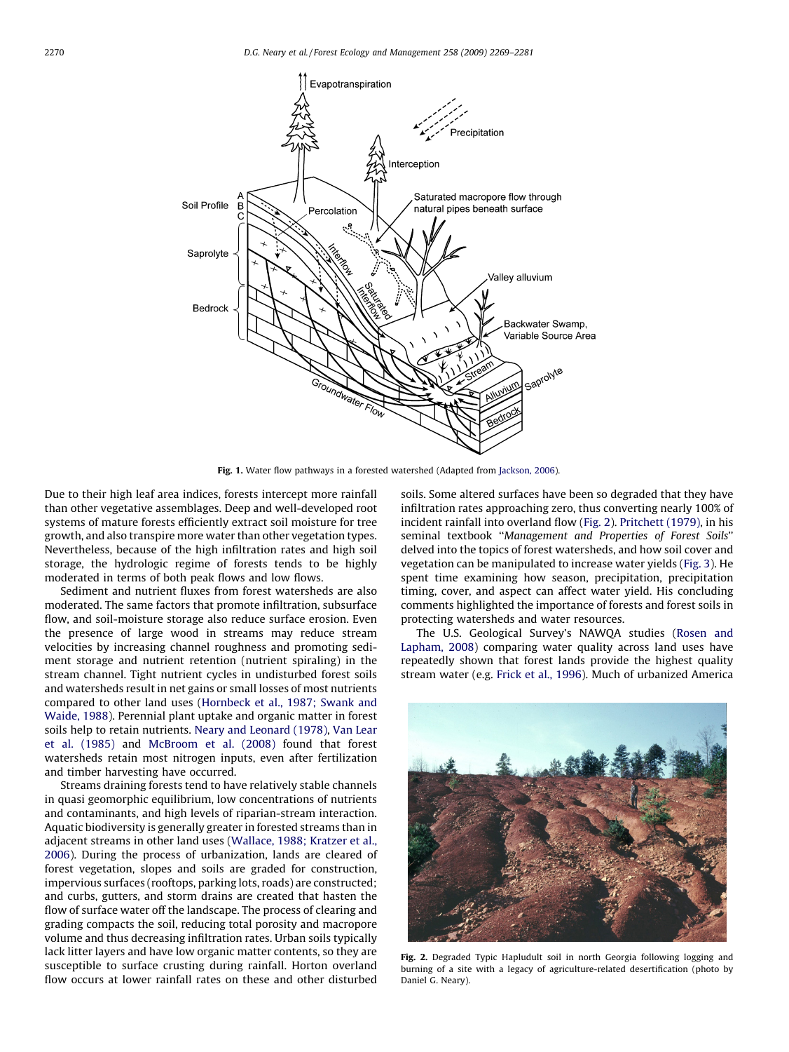Evapotranspiration

Precipitation

Interception

Soil Profile A B C

Percolation

Saturated macropore flow through natural pipes beneath surface

Saprolyte

Interflow

Saturated Interflow

Valley alluvium

Bedrock

Backwater Swamp, Variable Source Area

Stream

Alluvium

Saprolyte

Groundwater Flow

Bedrock

Fig. 1. Water flow pathways in a forested watershed (Adapted from Jackson, 2006).

Due to their high leaf area indices, forests intercept more rainfall than other vegetative assemblages. Deep and well-developed root systems of mature forests efficiently extract soil moisture for tree growth, and also transpire more water than other vegetation types. Nevertheless, because of the high infiltration rates and high soil storage, the hydrologic regime of forests tends to be highly moderated in terms of both peak flows and low flows.

Sediment and nutrient fluxes from forest watersheds are also moderated. The same factors that promote infiltration, subsurface flow, and soil-moisture storage also reduce surface erosion. Even the presence of large wood in streams may reduce stream velocities by increasing channel roughness and promoting sediment storage and nutrient retention (nutrient spiraling) in the stream channel. Tight nutrient cycles in undisturbed forest soils and watersheds result in net gains or small losses of most nutrients compared to other land uses (Hornbeck et al., 1987; Swank and Waide, 1988). Perennial plant uptake and organic matter in forest soils help to retain nutrients. Neary and Leonard (1978), Van Lear et al. (1985) and McBroom et al. (2008) found that forest watersheds retain most nitrogen inputs, even after fertilization and timber harvesting have occurred.

Streams draining forests tend to have relatively stable channels in quasi geomorphic equilibrium, low concentrations of nutrients and contaminants, and high levels of riparian-stream interaction. Aquatic biodiversity is generally greater in forested streams than in adjacent streams in other land uses (Wallace, 1988; Kratzer et al., 2006). During the process of urbanization, lands are cleared of forest vegetation, slopes and soils are graded for construction, impervious surfaces (rooftops, parking lots, roads) are constructed; and curbs, gutters, and storm drains are created that hasten the flow of surface water off the landscape. The process of clearing and grading compacts the soil, reducing total porosity and macropore volume and thus decreasing infiltration rates. Urban soils typically lack litter layers and have low organic matter contents, so they are susceptible to surface crusting during rainfall. Horton overland flow occurs at lower rainfall rates on these and other disturbed soils. Some altered surfaces have been so degraded that they have infiltration rates approaching zero, thus converting nearly 100% of incident rainfall into overland flow (Fig. 2). Pritchett (1979), in his seminal textbook "*Management and Properties of Forest Soils*" delved into the topics of forest watersheds, and how soil cover and vegetation can be manipulated to increase water yields (Fig. 3). He spent time examining how season, precipitation, precipitation timing, cover, and aspect can affect water yield. His concluding comments highlighted the importance of forests and forest soils in protecting watersheds and water resources.

The U.S. Geological Survey's NAWQA studies (Rosen and Lapham, 2008) comparing water quality across land uses have repeatedly shown that forest lands provide the highest quality stream water (e.g. Frick et al., 1996). Much of urbanized America

Fig. 2. Degraded Typic Hapludult soil in north Georgia following logging and burning of a site with a legacy of agriculture-related desertification (photo by Daniel G. Neary).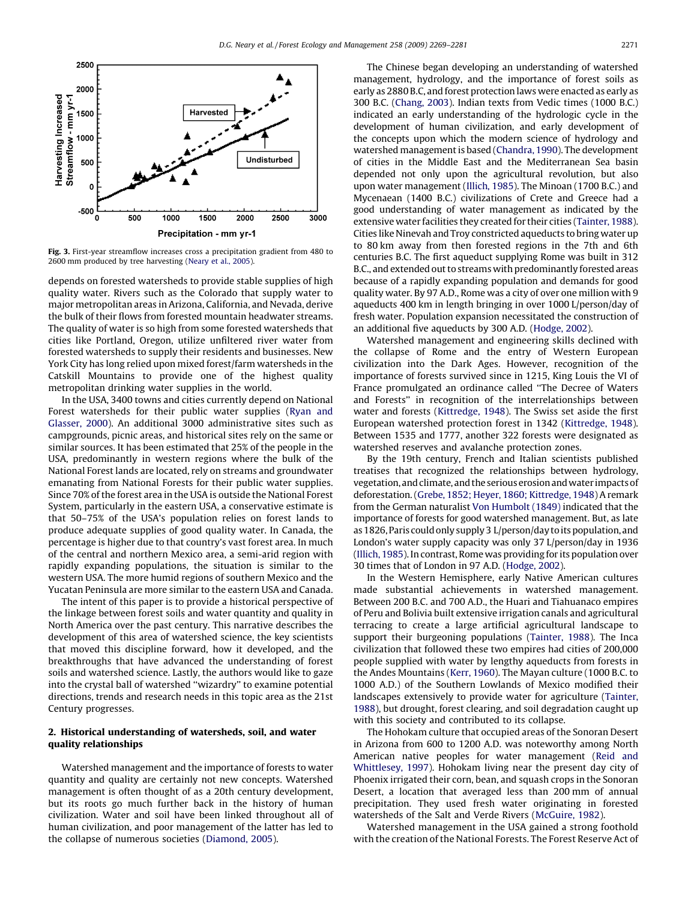Fig. 3. First-year streamflow increases cross a precipitation gradient from 480 to 2600 mm produced by tree harvesting (Neary et al., 2005).

depends on forested watersheds to provide stable supplies of high quality water. Rivers such as the Colorado that supply water to major metropolitan areas in Arizona, California, and Nevada, derive the bulk of their flows from forested mountain headwater streams. The quality of water is so high from some forested watersheds that cities like Portland, Oregon, utilize unfiltered river water from forested watersheds to supply their residents and businesses. New York City has long relied upon mixed forest/farm watersheds in the Catskill Mountains to provide one of the highest quality metropolitan drinking water supplies in the world.

In the USA, 3400 towns and cities currently depend on National Forest watersheds for their public water supplies (Ryan and Glasser, 2000). An additional 3000 administrative sites such as campgrounds, picnic areas, and historical sites rely on the same or similar sources. It has been estimated that 25% of the people in the USA, predominantly in western regions where the bulk of the National Forest lands are located, rely on streams and groundwater emanating from National Forests for their public water supplies. Since 70% of the forest area in the USA is outside the National Forest System, particularly in the eastern USA, a conservative estimate is that 50–75% of the USA's population relies on forest lands to produce adequate supplies of good quality water. In Canada, the percentage is higher due to that country's vast forest area. In much of the central and northern Mexico area, a semi-arid region with rapidly expanding populations, the situation is similar to the western USA. The more humid regions of southern Mexico and the Yucatan Peninsula are more similar to the eastern USA and Canada.

The intent of this paper is to provide a historical perspective of the linkage between forest soils and water quantity and quality in North America over the past century. This narrative describes the development of this area of watershed science, the key scientists that moved this discipline forward, how it developed, and the breakthroughs that have advanced the understanding of forest soils and watershed science. Lastly, the authors would like to gaze into the crystal ball of watershed "wizardry" to examine potential directions, trends and research needs in this topic area as the 21st Century progresses.

## 2. Historical understanding of watersheds, soil, and water quality relationships

Watershed management and the importance of forests to water quantity and quality are certainly not new concepts. Watershed management is often thought of as a 20th century development, but its roots go much further back in the history of human civilization. Water and soil have been linked throughout all of human civilization, and poor management of the latter has led to the collapse of numerous societies (Diamond, 2005).

The Chinese began developing an understanding of watershed management, hydrology, and the importance of forest soils as early as 2880 B.C, and forest protection laws were enacted as early as 300 B.C. (Chang, 2003). Indian texts from Vedic times (1000 B.C.) indicated an early understanding of the hydrologic cycle in the development of human civilization, and early development of the concepts upon which the modern science of hydrology and watershed management is based (Chandra, 1990). The development of cities in the Middle East and the Mediterranean Sea basin depended not only upon the agricultural revolution, but also upon water management (Illich, 1985). The Minoan (1700 B.C.) and Mycenaean (1400 B.C.) civilizations of Crete and Greece had a good understanding of water management as indicated by the extensive water facilities they created for their cities (Tainter, 1988). Cities like Ninevah and Troy constricted aqueducts to bring water up to 80 km away from then forested regions in the 7th and 6th centuries B.C. The first aqueduct supplying Rome was built in 312 B.C., and extended out to streams with predominantly forested areas because of a rapidly expanding population and demands for good quality water. By 97 A.D., Rome was a city of over one million with 9 aqueducts 400 km in length bringing in over 1000 L/person/day of fresh water. Population expansion necessitated the construction of an additional five aqueducts by 300 A.D. (Hodge, 2002).

Watershed management and engineering skills declined with the collapse of Rome and the entry of Western European civilization into the Dark Ages. However, recognition of the importance of forests survived since in 1215, King Louis the VI of France promulgated an ordinance called "The Decree of Waters and Forests" in recognition of the interrelationships between water and forests (Kittredge, 1948). The Swiss set aside the first European watershed protection forest in 1342 (Kittredge, 1948). Between 1535 and 1777, another 322 forests were designated as watershed reserves and avalanche protection zones.

By the 19th century, French and Italian scientists published treatises that recognized the relationships between hydrology, vegetation, and climate, and the serious erosion and water impacts of deforestation. (Grebe, 1852; Heyer, 1860; Kittredge, 1948) A remark from the German naturalist Von Humbolt (1849) indicated that the importance of forests for good watershed management. But, as late as 1826, Paris could only supply 3 L/person/day to its population, and London's water supply capacity was only 37 L/person/day in 1936 (Illich, 1985). In contrast, Rome was providing for its population over 30 times that of London in 97 A.D. (Hodge, 2002).

In the Western Hemisphere, early Native American cultures made substantial achievements in watershed management. Between 200 B.C. and 700 A.D., the Huari and Tiahuanaco empires of Peru and Bolivia built extensive irrigation canals and agricultural terracing to create a large artificial agricultural landscape to support their burgeoning populations (Tainter, 1988). The Inca civilization that followed these two empires had cities of 200,000 people supplied with water by lengthy aqueducts from forests in the Andes Mountains (Kerr, 1960). The Mayan culture (1000 B.C. to 1000 A.D.) of the Southern Lowlands of Mexico modified their landscapes extensively to provide water for agriculture (Tainter, 1988), but drought, forest clearing, and soil degradation caught up with this society and contributed to its collapse.

The Hohokam culture that occupied areas of the Sonoran Desert in Arizona from 600 to 1200 A.D. was noteworthy among North American native peoples for water management (Reid and Whittlesey, 1997). Hohokam living near the present day city of Phoenix irrigated their corn, bean, and squash crops in the Sonoran Desert, a location that averaged less than 200 mm of annual precipitation. They used fresh water originating in forested watersheds of the Salt and Verde Rivers (McGuire, 1982).

Watershed management in the USA gained a strong foothold with the creation of the National Forests. The Forest Reserve Act of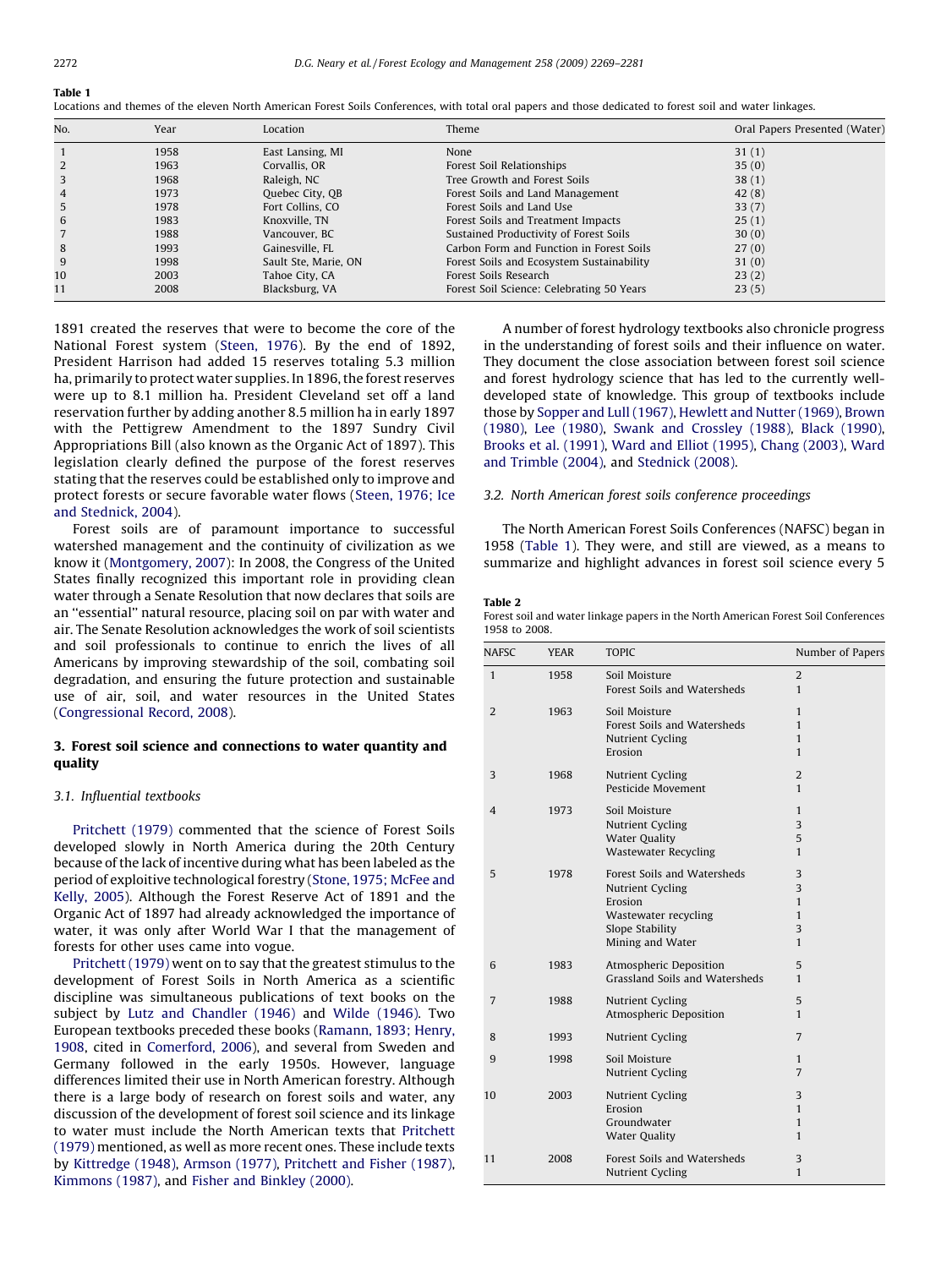**Table 1**
Locations and themes of the eleven North American Forest Soils Conferences, with total oral papers and those dedicated to forest soil and water linkages.

| No. | Year | Location | Theme | Oral Papers Presented (Water) |
|---|---|---|---|---|
| 1 | 1958 | East Lansing, MI | None | 31 (1) |
| 2 | 1963 | Corvallis, OR | Forest Soil Relationships | 35 (0) |
| 3 | 1968 | Raleigh, NC | Tree Growth and Forest Soils | 38 (1) |
| 4 | 1973 | Quebec City, QB | Forest Soils and Land Management | 42 (8) |
| 5 | 1978 | Fort Collins, CO | Forest Soils and Land Use | 33 (7) |
| 6 | 1983 | Knoxville, TN | Forest Soils and Treatment Impacts | 25 (1) |
| 7 | 1988 | Vancouver, BC | Sustained Productivity of Forest Soils | 30 (0) |
| 8 | 1993 | Gainesville, FL | Carbon Form and Function in Forest Soils | 27 (0) |
| 9 | 1998 | Sault Ste, Marie, ON | Forest Soils and Ecosystem Sustainability | 31 (0) |
| 10 | 2003 | Tahoe City, CA | Forest Soils Research | 23 (2) |
| 11 | 2008 | Blacksburg, VA | Forest Soil Science: Celebrating 50 Years | 23 (5) |

1891 created the reserves that were to become the core of the National Forest system (Steen, 1976). By the end of 1892, President Harrison had added 15 reserves totaling 5.3 million ha, primarily to protect water supplies. In 1896, the forest reserves were up to 8.1 million ha. President Cleveland set off a land reservation further by adding another 8.5 million ha in early 1897 with the Pettigrew Amendment to the 1897 Sundry Civil Appropriations Bill (also known as the Organic Act of 1897). This legislation clearly defined the purpose of the forest reserves stating that the reserves could be established only to improve and protect forests or secure favorable water flows (Steen, 1976; Ice and Stednick, 2004).

Forest soils are of paramount importance to successful watershed management and the continuity of civilization as we know it (Montgomery, 2007): In 2008, the Congress of the United States finally recognized this important role in providing clean water through a Senate Resolution that now declares that soils are an "essential" natural resource, placing soil on par with water and air. The Senate Resolution acknowledges the work of soil scientists and soil professionals to continue to enrich the lives of all Americans by improving stewardship of the soil, combating soil degradation, and ensuring the future protection and sustainable use of air, soil, and water resources in the United States (Congressional Record, 2008).

## 3. Forest soil science and connections to water quantity and quality

### 3.1. Influential textbooks

Pritchett (1979) commented that the science of Forest Soils developed slowly in North America during the 20th Century because of the lack of incentive during what has been labeled as the period of exploitive technological forestry (Stone, 1975; McFee and Kelly, 2005). Although the Forest Reserve Act of 1891 and the Organic Act of 1897 had already acknowledged the importance of water, it was only after World War I that the management of forests for other uses came into vogue.

Pritchett (1979) went on to say that the greatest stimulus to the development of Forest Soils in North America as a scientific discipline was simultaneous publications of text books on the subject by Lutz and Chandler (1946) and Wilde (1946). Two European textbooks preceded these books (Ramann, 1893; Henry, 1908, cited in Comerford, 2006), and several from Sweden and Germany followed in the early 1950s. However, language differences limited their use in North American forestry. Although there is a large body of research on forest soils and water, any discussion of the development of forest soil science and its linkage to water must include the North American texts that Pritchett (1979) mentioned, as well as more recent ones. These include texts by Kittredge (1948), Armson (1977), Pritchett and Fisher (1987), Kimmons (1987), and Fisher and Binkley (2000).

A number of forest hydrology textbooks also chronicle progress in the understanding of forest soils and their influence on water. They document the close association between forest soil science and forest hydrology science that has led to the currently well-developed state of knowledge. This group of textbooks include those by Sopper and Lull (1967), Hewlett and Nutter (1969), Brown (1980), Lee (1980), Swank and Crossley (1988), Black (1990), Brooks et al. (1991), Ward and Elliot (1995), Chang (2003), Ward and Trimble (2004), and Stednick (2008).

### 3.2. North American forest soils conference proceedings

The North American Forest Soils Conferences (NAFSC) began in 1958 (Table 1). They were, and still are viewed, as a means to summarize and highlight advances in forest soil science every 5

**Table 2**
Forest soil and water linkage papers in the North American Forest Soil Conferences 1958 to 2008.

| NAFSC | YEAR | TOPIC | Number of Papers |
|---|---|---|---|
| 1 | 1958 | Soil Moisture | 2 |
| | | Forest Soils and Watersheds | 1 |
| 2 | 1963 | Soil Moisture | 1 |
| | | Forest Soils and Watersheds | 1 |
| | | Nutrient Cycling | 1 |
| | | Erosion | 1 |
| 3 | 1968 | Nutrient Cycling | 2 |
| | | Pesticide Movement | 1 |
| 4 | 1973 | Soil Moisture | 1 |
| | | Nutrient Cycling | 3 |
| | | Water Quality | 5 |
| | | Wastewater Recycling | 1 |
| 5 | 1978 | Forest Soils and Watersheds | 3 |
| | | Nutrient Cycling | 3 |
| | | Erosion | 1 |
| | | Wastewater recycling | 1 |
| | | Slope Stability | 3 |
| | | Mining and Water | 1 |
| 6 | 1983 | Atmospheric Deposition | 5 |
| | | Grassland Soils and Watersheds | 1 |
| 7 | 1988 | Nutrient Cycling | 5 |
| | | Atmospheric Deposition | 1 |
| 8 | 1993 | Nutrient Cycling | 7 |
| 9 | 1998 | Soil Moisture | 1 |
| | | Nutrient Cycling | 7 |
| 10 | 2003 | Nutrient Cycling | 3 |
| | | Erosion | 1 |
| | | Groundwater | 1 |
| | | Water Quality | 1 |
| 11 | 2008 | Forest Soils and Watersheds | 3 |
| | | Nutrient Cycling | 1 |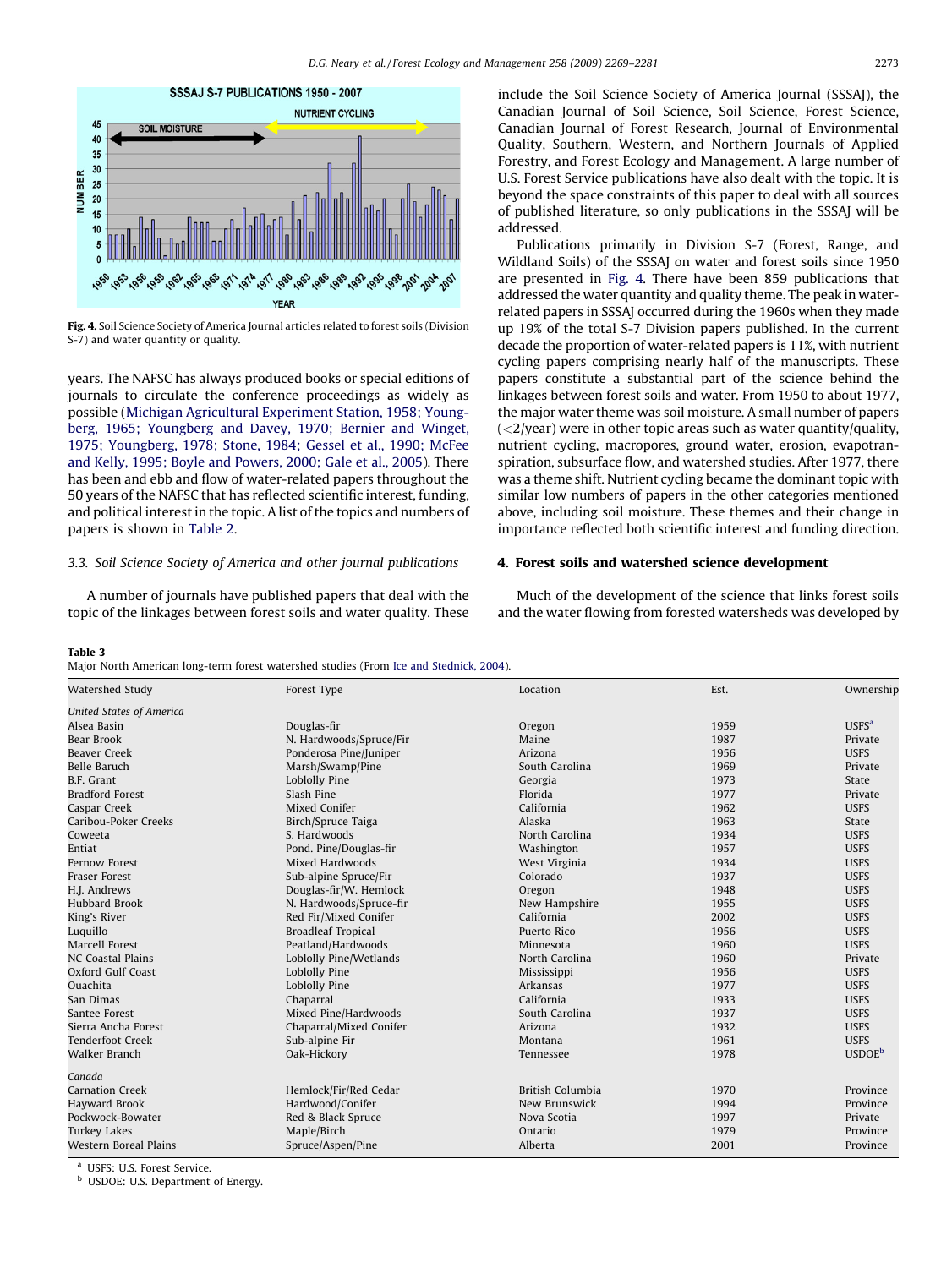Fig. 4. Soil Science Society of America Journal articles related to forest soils (Division S-7) and water quantity or quality.

years. The NAFSC has always produced books or special editions of journals to circulate the conference proceedings as widely as possible (Michigan Agricultural Experiment Station, 1958; Youngberg, 1965; Youngberg and Davey, 1970; Bernier and Winget, 1975; Youngberg, 1978; Stone, 1984; Gessel et al., 1990; McFee and Kelly, 1995; Boyle and Powers, 2000; Gale et al., 2005). There has been and ebb and flow of water-related papers throughout the 50 years of the NAFSC that has reflected scientific interest, funding, and political interest in the topic. A list of the topics and numbers of papers is shown in Table 2.

### 3.3. Soil Science Society of America and other journal publications

A number of journals have published papers that deal with the topic of the linkages between forest soils and water quality. These include the Soil Science Society of America Journal (SSSAJ), the Canadian Journal of Soil Science, Soil Science, Forest Science, Canadian Journal of Forest Research, Journal of Environmental Quality, Southern, Western, and Northern Journals of Applied Forestry, and Forest Ecology and Management. A large number of U.S. Forest Service publications have also dealt with the topic. It is beyond the space constraints of this paper to deal with all sources of published literature, so only publications in the SSSAJ will be addressed.

Publications primarily in Division S-7 (Forest, Range, and Wildland Soils) of the SSSAJ on water and forest soils since 1950 are presented in Fig. 4. There have been 859 publications that addressed the water quantity and quality theme. The peak in water-related papers in SSSAJ occurred during the 1960s when they made up 19% of the total S-7 Division papers published. In the current decade the proportion of water-related papers is 11%, with nutrient cycling papers comprising nearly half of the manuscripts. These papers constitute a substantial part of the science behind the linkages between forest soils and water. From 1950 to about 1977, the major water theme was soil moisture. A small number of papers (<2/year) were in other topic areas such as water quantity/quality, nutrient cycling, macropores, ground water, erosion, evapotranspiration, subsurface flow, and watershed studies. After 1977, there was a theme shift. Nutrient cycling became the dominant topic with similar low numbers of papers in the other categories mentioned above, including soil moisture. These themes and their change in importance reflected both scientific interest and funding direction.

## 4. Forest soils and watershed science development

Much of the development of the science that links forest soils and the water flowing from forested watersheds was developed by

**Table 3**
Major North American long-term forest watershed studies (From Ice and Stednick, 2004).

| Watershed Study | Forest Type | Location | Est. | Ownership |
|---|---|---|---|---|
| *United States of America* | | | | |
| Alsea Basin | Douglas-fir | Oregon | 1959 | USFS[a] |
| Bear Brook | N. Hardwoods/Spruce/Fir | Maine | 1987 | Private |
| Beaver Creek | Ponderosa Pine/Juniper | Arizona | 1956 | USFS |
| Belle Baruch | Marsh/Swamp/Pine | South Carolina | 1969 | Private |
| B.F. Grant | Loblolly Pine | Georgia | 1973 | State |
| Bradford Forest | Slash Pine | Florida | 1977 | Private |
| Caspar Creek | Mixed Conifer | California | 1962 | USFS |
| Caribou-Poker Creeks | Birch/Spruce Taiga | Alaska | 1963 | State |
| Coweeta | S. Hardwoods | North Carolina | 1934 | USFS |
| Entiat | Pond. Pine/Douglas-fir | Washington | 1957 | USFS |
| Fernow Forest | Mixed Hardwoods | West Virginia | 1934 | USFS |
| Fraser Forest | Sub-alpine Spruce/Fir | Colorado | 1937 | USFS |
| H.J. Andrews | Douglas-fir/W. Hemlock | Oregon | 1948 | USFS |
| Hubbard Brook | N. Hardwoods/Spruce-fir | New Hampshire | 1955 | USFS |
| King's River | Red Fir/Mixed Conifer | California | 2002 | USFS |
| Luquillo | Broadleaf Tropical | Puerto Rico | 1956 | USFS |
| Marcell Forest | Peatland/Hardwoods | Minnesota | 1960 | USFS |
| NC Coastal Plains | Loblolly Pine/Wetlands | North Carolina | 1960 | Private |
| Oxford Gulf Coast | Loblolly Pine | Mississippi | 1956 | USFS |
| Ouachita | Loblolly Pine | Arkansas | 1977 | USFS |
| San Dimas | Chaparral | California | 1933 | USFS |
| Santee Forest | Mixed Pine/Hardwoods | South Carolina | 1937 | USFS |
| Sierra Ancha Forest | Chaparral/Mixed Conifer | Arizona | 1932 | USFS |
| Tenderfoot Creek | Sub-alpine Fir | Montana | 1961 | USFS |
| Walker Branch | Oak-Hickory | Tennessee | 1978 | USDOE[b] |
| *Canada* | | | | |
| Carnation Creek | Hemlock/Fir/Red Cedar | British Columbia | 1970 | Province |
| Hayward Brook | Hardwood/Conifer | New Brunswick | 1994 | Province |
| Pockwock-Bowater | Red & Black Spruce | Nova Scotia | 1997 | Private |
| Turkey Lakes | Maple/Birch | Ontario | 1979 | Province |
| Western Boreal Plains | Spruce/Aspen/Pine | Alberta | 2001 | Province |

[a] USFS: U.S. Forest Service.
[b] USDOE: U.S. Department of Energy.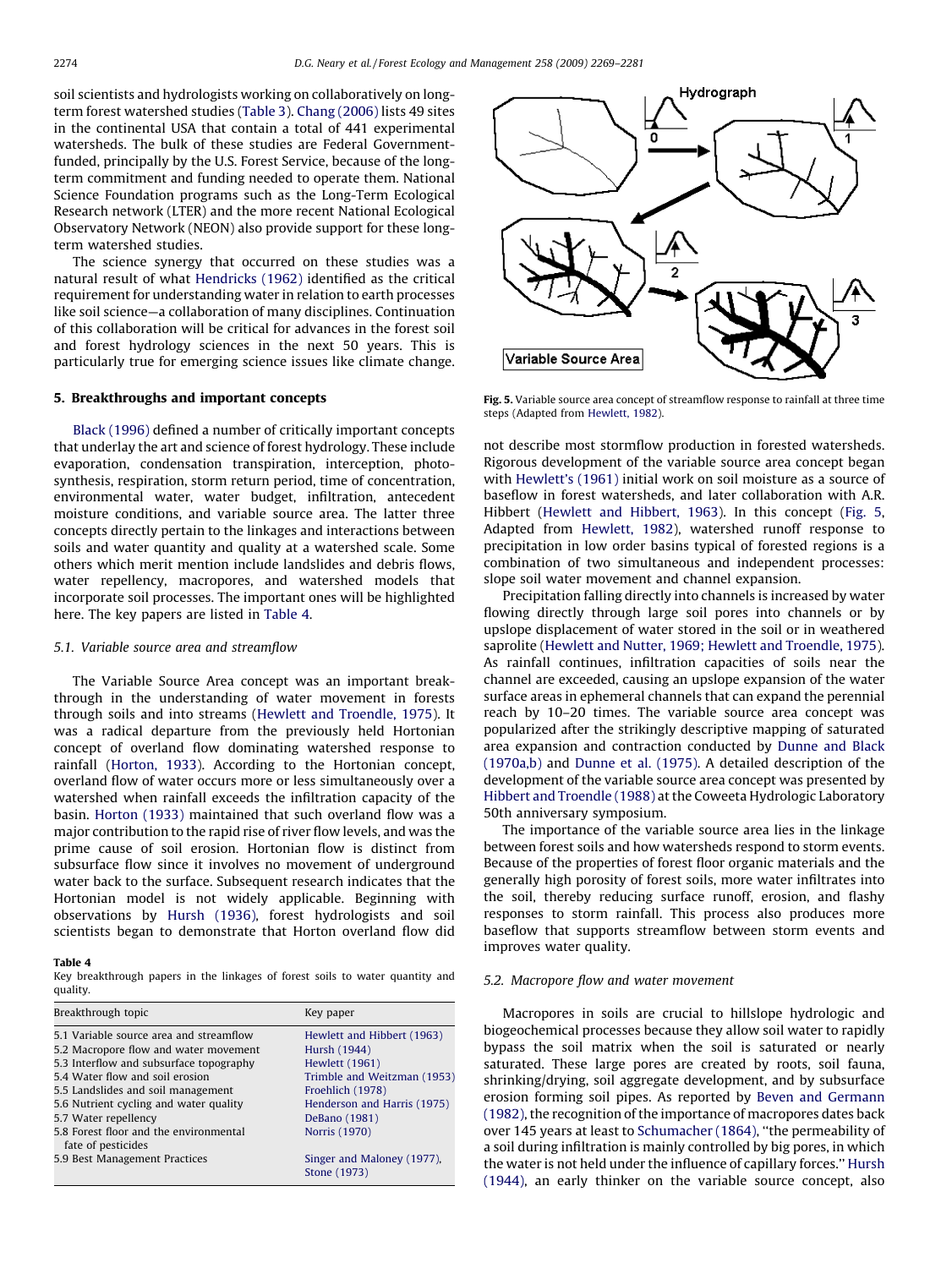soil scientists and hydrologists working on collaboratively on long-term forest watershed studies (Table 3). Chang (2006) lists 49 sites in the continental USA that contain a total of 441 experimental watersheds. The bulk of these studies are Federal Government-funded, principally by the U.S. Forest Service, because of the long-term commitment and funding needed to operate them. National Science Foundation programs such as the Long-Term Ecological Research network (LTER) and the more recent National Ecological Observatory Network (NEON) also provide support for these long-term watershed studies.

The science synergy that occurred on these studies was a natural result of what Hendricks (1962) identified as the critical requirement for understanding water in relation to earth processes like soil science—a collaboration of many disciplines. Continuation of this collaboration will be critical for advances in the forest soil and forest hydrology sciences in the next 50 years. This is particularly true for emerging science issues like climate change.

## 5. Breakthroughs and important concepts

Black (1996) defined a number of critically important concepts that underlay the art and science of forest hydrology. These include evaporation, condensation transpiration, interception, photosynthesis, respiration, storm return period, time of concentration, environmental water, water budget, infiltration, antecedent moisture conditions, and variable source area. The latter three concepts directly pertain to the linkages and interactions between soils and water quantity and quality at a watershed scale. Some others which merit mention include landslides and debris flows, water repellency, macropores, and watershed models that incorporate soil processes. The important ones will be highlighted here. The key papers are listed in Table 4.

### 5.1. Variable source area and streamflow

The Variable Source Area concept was an important breakthrough in the understanding of water movement in forests through soils and into streams (Hewlett and Troendle, 1975). It was a radical departure from the previously held Hortonian concept of overland flow dominating watershed response to rainfall (Horton, 1933). According to the Hortonian concept, overland flow of water occurs more or less simultaneously over a watershed when rainfall exceeds the infiltration capacity of the basin. Horton (1933) maintained that such overland flow was a major contribution to the rapid rise of river flow levels, and was the prime cause of soil erosion. Hortonian flow is distinct from subsurface flow since it involves no movement of underground water back to the surface. Subsequent research indicates that the Hortonian model is not widely applicable. Beginning with observations by Hursh (1936), forest hydrologists and soil scientists began to demonstrate that Horton overland flow did not describe most stormflow production in forested watersheds. Rigorous development of the variable source area concept began with Hewlett's (1961) initial work on soil moisture as a source of baseflow in forest watersheds, and later collaboration with A.R. Hibbert (Hewlett and Hibbert, 1963). In this concept (Fig. 5, Adapted from Hewlett, 1982), watershed runoff response to precipitation in low order basins typical of forested regions is a combination of two simultaneous and independent processes: slope soil water movement and channel expansion.

**Table 4**
Key breakthrough papers in the linkages of forest soils to water quantity and quality.

| Breakthrough topic | Key paper |
|---|---|
| 5.1 Variable source area and streamflow | Hewlett and Hibbert (1963) |
| 5.2 Macropore flow and water movement | Hursh (1944) |
| 5.3 Interflow and subsurface topography | Hewlett (1961) |
| 5.4 Water flow and soil erosion | Trimble and Weitzman (1953) |
| 5.5 Landslides and soil management | Froehlich (1978) |
| 5.6 Nutrient cycling and water quality | Henderson and Harris (1975) |
| 5.7 Water repellency | DeBano (1981) |
| 5.8 Forest floor and the environmental fate of pesticides | Norris (1970) |
| 5.9 Best Management Practices | Singer and Maloney (1977), Stone (1973) |

Fig. 5. Variable source area concept of streamflow response to rainfall at three time steps (Adapted from Hewlett, 1982).

Precipitation falling directly into channels is increased by water flowing directly through large soil pores into channels or by upslope displacement of water stored in the soil or in weathered saprolite (Hewlett and Nutter, 1969; Hewlett and Troendle, 1975). As rainfall continues, infiltration capacities of soils near the channel are exceeded, causing an upslope expansion of the water surface areas in ephemeral channels that can expand the perennial reach by 10–20 times. The variable source area concept was popularized after the strikingly descriptive mapping of saturated area expansion and contraction conducted by Dunne and Black (1970a,b) and Dunne et al. (1975). A detailed description of the development of the variable source area concept was presented by Hibbert and Troendle (1988) at the Coweeta Hydrologic Laboratory 50th anniversary symposium.

The importance of the variable source area lies in the linkage between forest soils and how watersheds respond to storm events. Because of the properties of forest floor organic materials and the generally high porosity of forest soils, more water infiltrates into the soil, thereby reducing surface runoff, erosion, and flashy responses to storm rainfall. This process also produces more baseflow that supports streamflow between storm events and improves water quality.

### 5.2. Macropore flow and water movement

Macropores in soils are crucial to hillslope hydrologic and biogeochemical processes because they allow soil water to rapidly bypass the soil matrix when the soil is saturated or nearly saturated. These large pores are created by roots, soil fauna, shrinking/drying, soil aggregate development, and by subsurface erosion forming soil pipes. As reported by Beven and Germann (1982), the recognition of the importance of macropores dates back over 145 years at least to Schumacher (1864), "the permeability of a soil during infiltration is mainly controlled by big pores, in which the water is not held under the influence of capillary forces." Hursh (1944), an early thinker on the variable source concept, also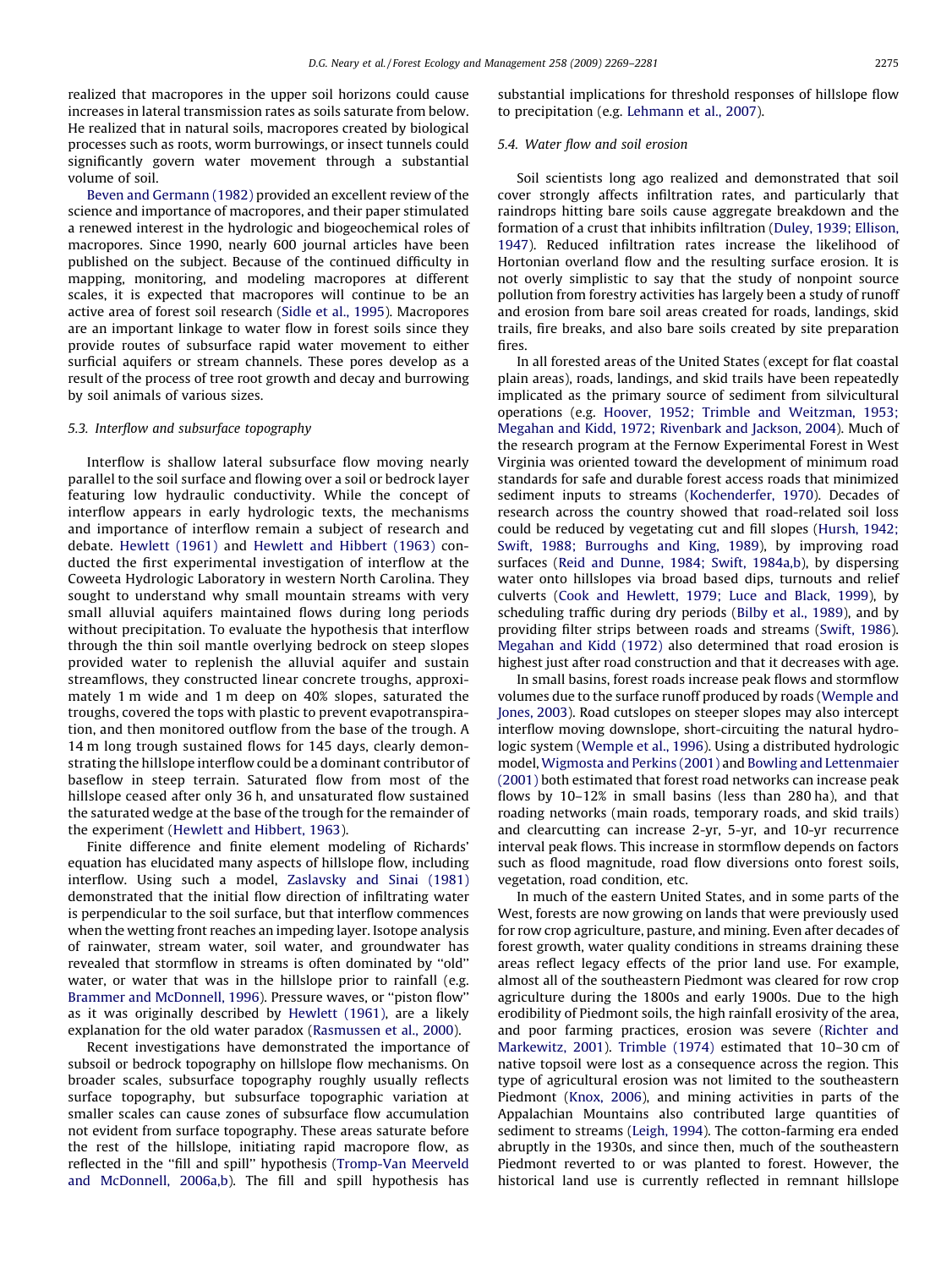realized that macropores in the upper soil horizons could cause increases in lateral transmission rates as soils saturate from below. He realized that in natural soils, macropores created by biological processes such as roots, worm burrowings, or insect tunnels could significantly govern water movement through a substantial volume of soil.

Beven and Germann (1982) provided an excellent review of the science and importance of macropores, and their paper stimulated a renewed interest in the hydrologic and biogeochemical roles of macropores. Since 1990, nearly 600 journal articles have been published on the subject. Because of the continued difficulty in mapping, monitoring, and modeling macropores at different scales, it is expected that macropores will continue to be an active area of forest soil research (Sidle et al., 1995). Macropores are an important linkage to water flow in forest soils since they provide routes of subsurface rapid water movement to either surficial aquifers or stream channels. These pores develop as a result of the process of tree root growth and decay and burrowing by soil animals of various sizes.

### 5.3. Interflow and subsurface topography

Interflow is shallow lateral subsurface flow moving nearly parallel to the soil surface and flowing over a soil or bedrock layer featuring low hydraulic conductivity. While the concept of interflow appears in early hydrologic texts, the mechanisms and importance of interflow remain a subject of research and debate. Hewlett (1961) and Hewlett and Hibbert (1963) conducted the first experimental investigation of interflow at the Coweeta Hydrologic Laboratory in western North Carolina. They sought to understand why small mountain streams with very small alluvial aquifers maintained flows during long periods without precipitation. To evaluate the hypothesis that interflow through the thin soil mantle overlying bedrock on steep slopes provided water to replenish the alluvial aquifer and sustain streamflows, they constructed linear concrete troughs, approximately 1 m wide and 1 m deep on 40% slopes, saturated the troughs, covered the tops with plastic to prevent evapotranspiration, and then monitored outflow from the base of the trough. A 14 m long trough sustained flows for 145 days, clearly demonstrating the hillslope interflow could be a dominant contributor of baseflow in steep terrain. Saturated flow from most of the hillslope ceased after only 36 h, and unsaturated flow sustained the saturated wedge at the base of the trough for the remainder of the experiment (Hewlett and Hibbert, 1963).

Finite difference and finite element modeling of Richards' equation has elucidated many aspects of hillslope flow, including interflow. Using such a model, Zaslavsky and Sinai (1981) demonstrated that the initial flow direction of infiltrating water is perpendicular to the soil surface, but that interflow commences when the wetting front reaches an impeding layer. Isotope analysis of rainwater, stream water, soil water, and groundwater has revealed that stormflow in streams is often dominated by "old" water, or water that was in the hillslope prior to rainfall (e.g. Brammer and McDonnell, 1996). Pressure waves, or "piston flow" as it was originally described by Hewlett (1961), are a likely explanation for the old water paradox (Rasmussen et al., 2000).

Recent investigations have demonstrated the importance of subsoil or bedrock topography on hillslope flow mechanisms. On broader scales, subsurface topography roughly usually reflects surface topography, but subsurface topographic variation at smaller scales can cause zones of subsurface flow accumulation not evident from surface topography. These areas saturate before the rest of the hillslope, initiating rapid macropore flow, as reflected in the "fill and spill" hypothesis (Tromp-Van Meerveld and McDonnell, 2006a,b). The fill and spill hypothesis has substantial implications for threshold responses of hillslope flow to precipitation (e.g. Lehmann et al., 2007).

### 5.4. Water flow and soil erosion

Soil scientists long ago realized and demonstrated that soil cover strongly affects infiltration rates, and particularly that raindrops hitting bare soils cause aggregate breakdown and the formation of a crust that inhibits infiltration (Duley, 1939; Ellison, 1947). Reduced infiltration rates increase the likelihood of Hortonian overland flow and the resulting surface erosion. It is not overly simplistic to say that the study of nonpoint source pollution from forestry activities has largely been a study of runoff and erosion from bare soil areas created for roads, landings, skid trails, fire breaks, and also bare soils created by site preparation fires.

In all forested areas of the United States (except for flat coastal plain areas), roads, landings, and skid trails have been repeatedly implicated as the primary source of sediment from silvicultural operations (e.g. Hoover, 1952; Trimble and Weitzman, 1953; Megahan and Kidd, 1972; Rivenbark and Jackson, 2004). Much of the research program at the Fernow Experimental Forest in West Virginia was oriented toward the development of minimum road standards for safe and durable forest access roads that minimized sediment inputs to streams (Kochenderfer, 1970). Decades of research across the country showed that road-related soil loss could be reduced by vegetating cut and fill slopes (Hursh, 1942; Swift, 1988; Burroughs and King, 1989), by improving road surfaces (Reid and Dunne, 1984; Swift, 1984a,b), by dispersing water onto hillslopes via broad based dips, turnouts and relief culverts (Cook and Hewlett, 1979; Luce and Black, 1999), by scheduling traffic during dry periods (Bilby et al., 1989), and by providing filter strips between roads and streams (Swift, 1986). Megahan and Kidd (1972) also determined that road erosion is highest just after road construction and that it decreases with age.

In small basins, forest roads increase peak flows and stormflow volumes due to the surface runoff produced by roads (Wemple and Jones, 2003). Road cutslopes on steeper slopes may also intercept interflow moving downslope, short-circuiting the natural hydrologic system (Wemple et al., 1996). Using a distributed hydrologic model, Wigmosta and Perkins (2001) and Bowling and Lettenmaier (2001) both estimated that forest road networks can increase peak flows by 10–12% in small basins (less than 280 ha), and that roading networks (main roads, temporary roads, and skid trails) and clearcutting can increase 2-yr, 5-yr, and 10-yr recurrence interval peak flows. This increase in stormflow depends on factors such as flood magnitude, road flow diversions onto forest soils, vegetation, road condition, etc.

In much of the eastern United States, and in some parts of the West, forests are now growing on lands that were previously used for row crop agriculture, pasture, and mining. Even after decades of forest growth, water quality conditions in streams draining these areas reflect legacy effects of the prior land use. For example, almost all of the southeastern Piedmont was cleared for row crop agriculture during the 1800s and early 1900s. Due to the high erodibility of Piedmont soils, the high rainfall erosivity of the area, and poor farming practices, erosion was severe (Richter and Markewitz, 2001). Trimble (1974) estimated that 10–30 cm of native topsoil were lost as a consequence across the region. This type of agricultural erosion was not limited to the southeastern Piedmont (Knox, 2006), and mining activities in parts of the Appalachian Mountains also contributed large quantities of sediment to streams (Leigh, 1994). The cotton-farming era ended abruptly in the 1930s, and since then, much of the southeastern Piedmont reverted to or was planted to forest. However, the historical land use is currently reflected in remnant hillslope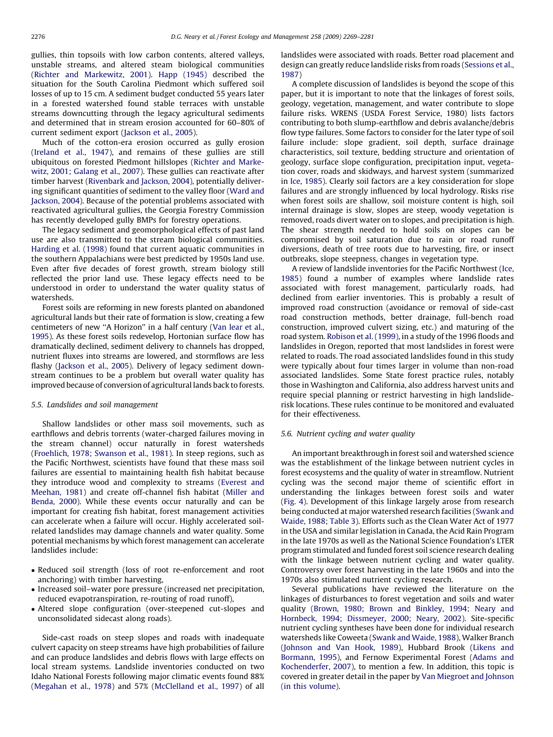gullies, thin topsoils with low carbon contents, altered valleys, unstable streams, and altered steam biological communities (Richter and Markewitz, 2001). Happ (1945) described the situation for the South Carolina Piedmont which suffered soil losses of up to 15 cm. A sediment budget conducted 55 years later in a forested watershed found stable terraces with unstable streams downcutting through the legacy agricultural sediments and determined that in stream erosion accounted for 60–80% of current sediment export (Jackson et al., 2005).

Much of the cotton-era erosion occurred as gully erosion (Ireland et al., 1947), and remains of these gullies are still ubiquitous on forested Piedmont hillslopes (Richter and Markewitz, 2001; Galang et al., 2007). These gullies can reactivate after timber harvest (Rivenbark and Jackson, 2004), potentially delivering significant quantities of sediment to the valley floor (Ward and Jackson, 2004). Because of the potential problems associated with reactivated agricultural gullies, the Georgia Forestry Commission has recently developed gully BMPs for forestry operations.

The legacy sediment and geomorphological effects of past land use are also transmitted to the stream biological communities. Harding et al. (1998) found that current aquatic communities in the southern Appalachians were best predicted by 1950s land use. Even after five decades of forest growth, stream biology still reflected the prior land use. These legacy effects need to be understood in order to understand the water quality status of watersheds.

Forest soils are reforming in new forests planted on abandoned agricultural lands but their rate of formation is slow, creating a few centimeters of new "A Horizon" in a half century (Van lear et al., 1995). As these forest soils redevelop, Hortonian surface flow has dramatically declined, sediment delivery to channels has dropped, nutrient fluxes into streams are lowered, and stormflows are less flashy (Jackson et al., 2005). Delivery of legacy sediment downstream continues to be a problem but overall water quality has improved because of conversion of agricultural lands back to forests.

### 5.5. Landslides and soil management

Shallow landslides or other mass soil movements, such as earthflows and debris torrents (water-charged failures moving in the stream channel) occur naturally in forest watersheds (Froehlich, 1978; Swanson et al., 1981). In steep regions, such as the Pacific Northwest, scientists have found that these mass soil failures are essential to maintaining health fish habitat because they introduce wood and complexity to streams (Everest and Meehan, 1981) and create off-channel fish habitat (Miller and Benda, 2000). While these events occur naturally and can be important for creating fish habitat, forest management activities can accelerate when a failure will occur. Highly accelerated soil-related landslides may damage channels and water quality. Some potential mechanisms by which forest management can accelerate landslides include:

- Reduced soil strength (loss of root re-enforcement and root anchoring) with timber harvesting,
- Increased soil–water pore pressure (increased net precipitation, reduced evapotranspiration, re-routing of road runoff),
- Altered slope configuration (over-steepened cut-slopes and unconsolidated sidecast along roads).

Side-cast roads on steep slopes and roads with inadequate culvert capacity on steep streams have high probabilities of failure and can produce landslides and debris flows with large effects on local stream systems. Landslide inventories conducted on two Idaho National Forests following major climatic events found 88% (Megahan et al., 1978) and 57% (McClelland et al., 1997) of all landslides were associated with roads. Better road placement and design can greatly reduce landslide risks from roads (Sessions et al., 1987)

A complete discussion of landslides is beyond the scope of this paper, but it is important to note that the linkages of forest soils, geology, vegetation, management, and water contribute to slope failure risks. WRENS (USDA Forest Service, 1980) lists factors contributing to both slump-earthflow and debris avalanche/debris flow type failures. Some factors to consider for the later type of soil failure include: slope gradient, soil depth, surface drainage characteristics, soil texture, bedding structure and orientation of geology, surface slope configuration, precipitation input, vegetation cover, roads and skidways, and harvest system (summarized in Ice, 1985). Clearly soil factors are a key consideration for slope failures and are strongly influenced by local hydrology. Risks rise when forest soils are shallow, soil moisture content is high, soil internal drainage is slow, slopes are steep, woody vegetation is removed, roads divert water on to slopes, and precipitation is high. The shear strength needed to hold soils on slopes can be compromised by soil saturation due to rain or road runoff diversions, death of tree roots due to harvesting, fire, or insect outbreaks, slope steepness, changes in vegetation type.

A review of landslide inventories for the Pacific Northwest (Ice, 1985) found a number of examples where landslide rates associated with forest management, particularly roads, had declined from earlier inventories. This is probably a result of improved road construction (avoidance or removal of side-cast road construction methods, better drainage, full-bench road construction, improved culvert sizing, etc.) and maturing of the road system. Robison et al. (1999), in a study of the 1996 floods and landslides in Oregon, reported that most landslides in forest were related to roads. The road associated landslides found in this study were typically about four times larger in volume than non-road associated landslides. Some State forest practice rules, notably those in Washington and California, also address harvest units and require special planning or restrict harvesting in high landslide-risk locations. These rules continue to be monitored and evaluated for their effectiveness.

### 5.6. Nutrient cycling and water quality

An important breakthrough in forest soil and watershed science was the establishment of the linkage between nutrient cycles in forest ecosystems and the quality of water in streamflow. Nutrient cycling was the second major theme of scientific effort in understanding the linkages between forest soils and water (Fig. 4). Development of this linkage largely arose from research being conducted at major watershed research facilities (Swank and Waide, 1988; Table 3). Efforts such as the Clean Water Act of 1977 in the USA and similar legislation in Canada, the Acid Rain Program in the late 1970s as well as the National Science Foundation's LTER program stimulated and funded forest soil science research dealing with the linkage between nutrient cycling and water quality. Controversy over forest harvesting in the late 1960s and into the 1970s also stimulated nutrient cycling research.

Several publications have reviewed the literature on the linkages of disturbances to forest vegetation and soils and water quality (Brown, 1980; Brown and Binkley, 1994; Neary and Hornbeck, 1994; Dissmeyer, 2000; Neary, 2002). Site-specific nutrient cycling syntheses have been done for individual research watersheds like Coweeta (Swank and Waide, 1988), Walker Branch (Johnson and Van Hook, 1989), Hubbard Brook (Likens and Bormann, 1995), and Fernow Experimental Forest (Adams and Kochenderfer, 2007), to mention a few. In addition, this topic is covered in greater detail in the paper by Van Miegroet and Johnson (in this volume).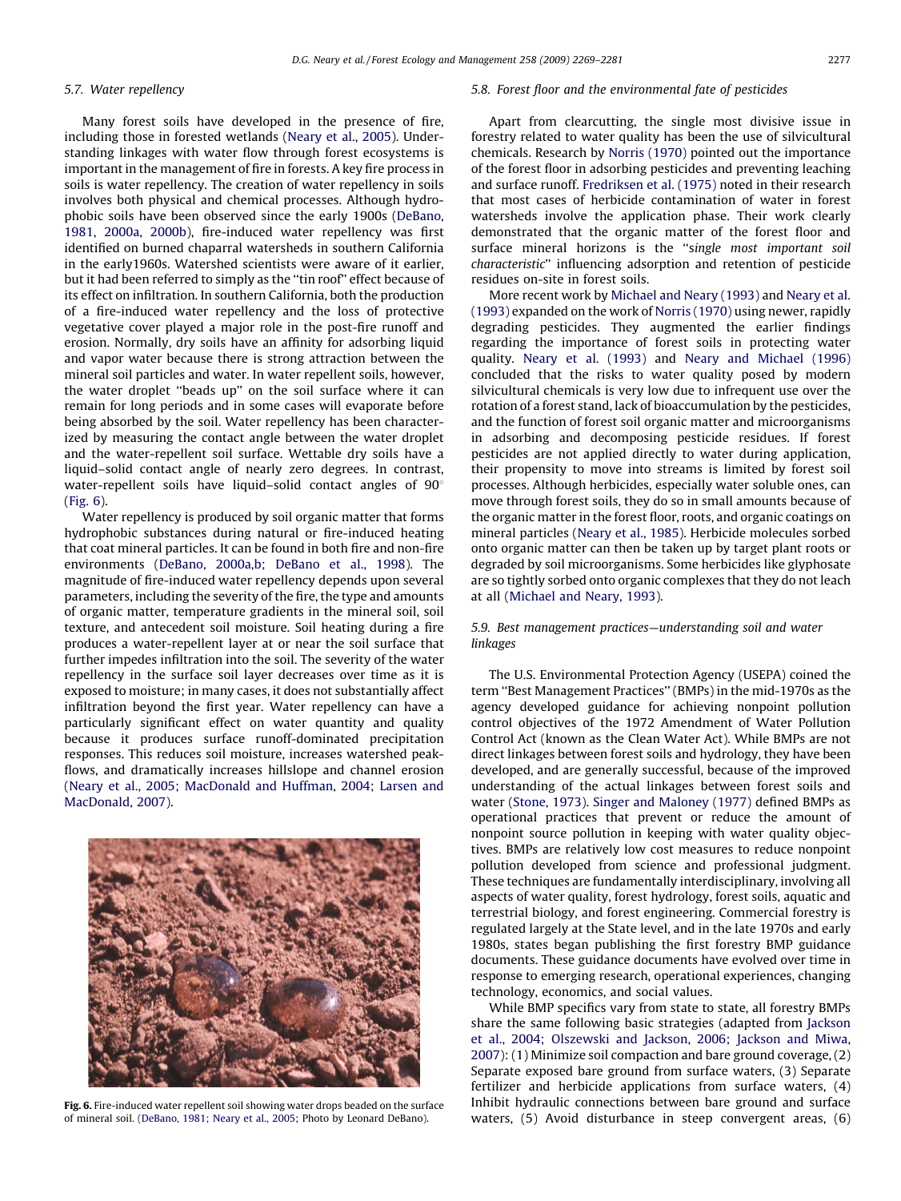### 5.7. Water repellency

Many forest soils have developed in the presence of fire, including those in forested wetlands (Neary et al., 2005). Understanding linkages with water flow through forest ecosystems is important in the management of fire in forests. A key fire process in soils is water repellency. The creation of water repellency in soils involves both physical and chemical processes. Although hydrophobic soils have been observed since the early 1900s (DeBano, 1981, 2000a, 2000b), fire-induced water repellency was first identified on burned chaparral watersheds in southern California in the early1960s. Watershed scientists were aware of it earlier, but it had been referred to simply as the ''tin roof'' effect because of its effect on infiltration. In southern California, both the production of a fire-induced water repellency and the loss of protective vegetative cover played a major role in the post-fire runoff and erosion. Normally, dry soils have an affinity for adsorbing liquid and vapor water because there is strong attraction between the mineral soil particles and water. In water repellent soils, however, the water droplet ''beads up'' on the soil surface where it can remain for long periods and in some cases will evaporate before being absorbed by the soil. Water repellency has been characterized by measuring the contact angle between the water droplet and the water-repellent soil surface. Wettable dry soils have a liquid–solid contact angle of nearly zero degrees. In contrast, water-repellent soils have liquid–solid contact angles of $90^{\circ}$ (Fig. 6).

Water repellency is produced by soil organic matter that forms hydrophobic substances during natural or fire-induced heating that coat mineral particles. It can be found in both fire and non-fire environments (DeBano, 2000a,b; DeBano et al., 1998). The magnitude of fire-induced water repellency depends upon several parameters, including the severity of the fire, the type and amounts of organic matter, temperature gradients in the mineral soil, soil texture, and antecedent soil moisture. Soil heating during a fire produces a water-repellent layer at or near the soil surface that further impedes infiltration into the soil. The severity of the water repellency in the surface soil layer decreases over time as it is exposed to moisture; in many cases, it does not substantially affect infiltration beyond the first year. Water repellency can have a particularly significant effect on water quantity and quality because it produces surface runoff-dominated precipitation responses. This reduces soil moisture, increases watershed peakflows, and dramatically increases hillslope and channel erosion (Neary et al., 2005; MacDonald and Huffman, 2004; Larsen and MacDonald, 2007).

**Fig. 6.** Fire-induced water repellent soil showing water drops beaded on the surface of mineral soil. (DeBano, 1981; Neary et al., 2005; Photo by Leonard DeBano).

### 5.8. Forest floor and the environmental fate of pesticides

Apart from clearcutting, the single most divisive issue in forestry related to water quality has been the use of silvicultural chemicals. Research by Norris (1970) pointed out the importance of the forest floor in adsorbing pesticides and preventing leaching and surface runoff. Fredriksen et al. (1975) noted in their research that most cases of herbicide contamination of water in forest watersheds involve the application phase. Their work clearly demonstrated that the organic matter of the forest floor and surface mineral horizons is the ''*single most important soil characteristic*'' influencing adsorption and retention of pesticide residues on-site in forest soils.

More recent work by Michael and Neary (1993) and Neary et al. (1993) expanded on the work of Norris (1970) using newer, rapidly degrading pesticides. They augmented the earlier findings regarding the importance of forest soils in protecting water quality. Neary et al. (1993) and Neary and Michael (1996) concluded that the risks to water quality posed by modern silvicultural chemicals is very low due to infrequent use over the rotation of a forest stand, lack of bioaccumulation by the pesticides, and the function of forest soil organic matter and microorganisms in adsorbing and decomposing pesticide residues. If forest pesticides are not applied directly to water during application, their propensity to move into streams is limited by forest soil processes. Although herbicides, especially water soluble ones, can move through forest soils, they do so in small amounts because of the organic matter in the forest floor, roots, and organic coatings on mineral particles (Neary et al., 1985). Herbicide molecules sorbed onto organic matter can then be taken up by target plant roots or degraded by soil microorganisms. Some herbicides like glyphosate are so tightly sorbed onto organic complexes that they do not leach at all (Michael and Neary, 1993).

### 5.9. Best management practices—understanding soil and water linkages

The U.S. Environmental Protection Agency (USEPA) coined the term ''Best Management Practices'' (BMPs) in the mid-1970s as the agency developed guidance for achieving nonpoint pollution control objectives of the 1972 Amendment of Water Pollution Control Act (known as the Clean Water Act). While BMPs are not direct linkages between forest soils and hydrology, they have been developed, and are generally successful, because of the improved understanding of the actual linkages between forest soils and water (Stone, 1973). Singer and Maloney (1977) defined BMPs as operational practices that prevent or reduce the amount of nonpoint source pollution in keeping with water quality objectives. BMPs are relatively low cost measures to reduce nonpoint pollution developed from science and professional judgment. These techniques are fundamentally interdisciplinary, involving all aspects of water quality, forest hydrology, forest soils, aquatic and terrestrial biology, and forest engineering. Commercial forestry is regulated largely at the State level, and in the late 1970s and early 1980s, states began publishing the first forestry BMP guidance documents. These guidance documents have evolved over time in response to emerging research, operational experiences, changing technology, economics, and social values.

While BMP specifics vary from state to state, all forestry BMPs share the same following basic strategies (adapted from Jackson et al., 2004; Olszewski and Jackson, 2006; Jackson and Miwa, 2007): (1) Minimize soil compaction and bare ground coverage, (2) Separate exposed bare ground from surface waters, (3) Separate fertilizer and herbicide applications from surface waters, (4) Inhibit hydraulic connections between bare ground and surface waters, (5) Avoid disturbance in steep convergent areas, (6)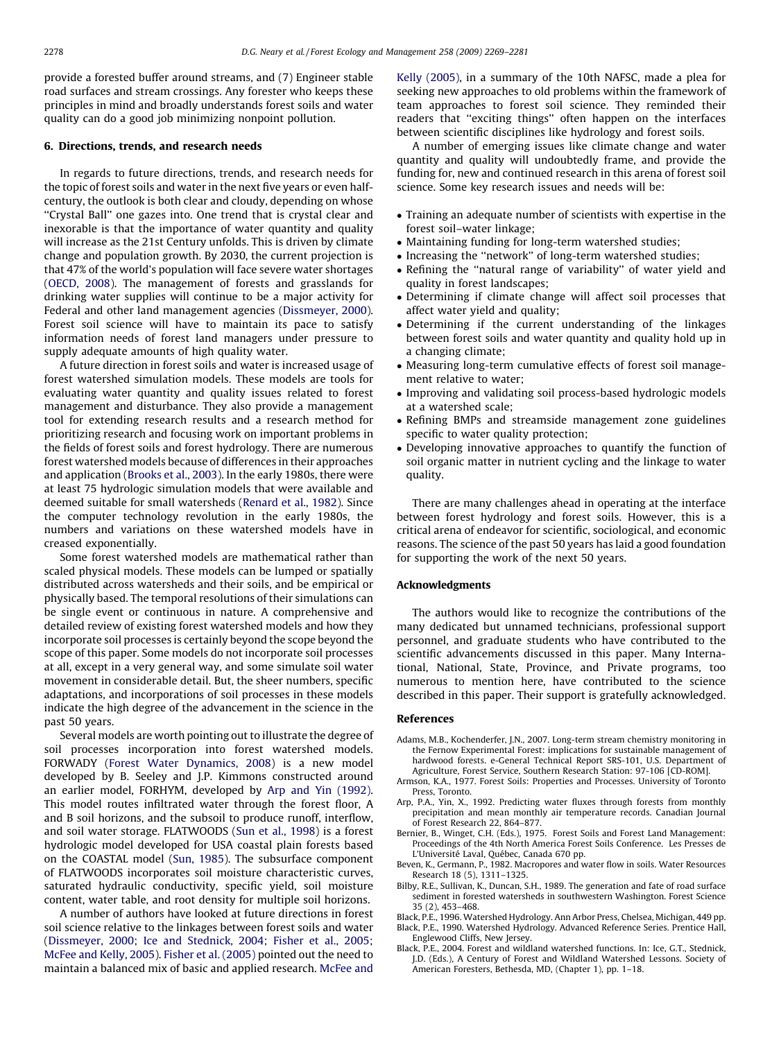provide a forested buffer around streams, and (7) Engineer stable road surfaces and stream crossings. Any forester who keeps these principles in mind and broadly understands forest soils and water quality can do a good job minimizing nonpoint pollution.

## 6. Directions, trends, and research needs

In regards to future directions, trends, and research needs for the topic of forest soils and water in the next five years or even half-century, the outlook is both clear and cloudy, depending on whose ''Crystal Ball'' one gazes into. One trend that is crystal clear and inexorable is that the importance of water quantity and quality will increase as the 21st Century unfolds. This is driven by climate change and population growth. By 2030, the current projection is that 47% of the world's population will face severe water shortages (OECD, 2008). The management of forests and grasslands for drinking water supplies will continue to be a major activity for Federal and other land management agencies (Dissmeyer, 2000). Forest soil science will have to maintain its pace to satisfy information needs of forest land managers under pressure to supply adequate amounts of high quality water.

A future direction in forest soils and water is increased usage of forest watershed simulation models. These models are tools for evaluating water quantity and quality issues related to forest management and disturbance. They also provide a management tool for extending research results and a research method for prioritizing research and focusing work on important problems in the fields of forest soils and forest hydrology. There are numerous forest watershed models because of differences in their approaches and application (Brooks et al., 2003). In the early 1980s, there were at least 75 hydrologic simulation models that were available and deemed suitable for small watersheds (Renard et al., 1982). Since the computer technology revolution in the early 1980s, the numbers and variations on these watershed models have increased exponentially.

Some forest watershed models are mathematical rather than scaled physical models. These models can be lumped or spatially distributed across watersheds and their soils, and be empirical or physically based. The temporal resolutions of their simulations can be single event or continuous in nature. A comprehensive and detailed review of existing forest watershed models and how they incorporate soil processes is certainly beyond the scope beyond the scope of this paper. Some models do not incorporate soil processes at all, except in a very general way, and some simulate soil water movement in considerable detail. But, the sheer numbers, specific adaptations, and incorporations of soil processes in these models indicate the high degree of the advancement in the science in the past 50 years.

Several models are worth pointing out to illustrate the degree of soil processes incorporation into forest watershed models. FORWADY (Forest Water Dynamics, 2008) is a new model developed by B. Seeley and J.P. Kimmons constructed around an earlier model, FORHYM, developed by Arp and Yin (1992). This model routes infiltrated water through the forest floor, A and B soil horizons, and the subsoil to produce runoff, interflow, and soil water storage. FLATWOODS (Sun et al., 1998) is a forest hydrologic model developed for USA coastal plain forests based on the COASTAL model (Sun, 1985). The subsurface component of FLATWOODS incorporates soil moisture characteristic curves, saturated hydraulic conductivity, specific yield, soil moisture content, water table, and root density for multiple soil horizons.

A number of authors have looked at future directions in forest soil science relative to the linkages between forest soils and water (Dissmeyer, 2000; Ice and Stednick, 2004; Fisher et al., 2005; McFee and Kelly, 2005). Fisher et al. (2005) pointed out the need to maintain a balanced mix of basic and applied research. McFee and Kelly (2005), in a summary of the 10th NAFSC, made a plea for seeking new approaches to old problems within the framework of team approaches to forest soil science. They reminded their readers that ''exciting things'' often happen on the interfaces between scientific disciplines like hydrology and forest soils.

A number of emerging issues like climate change and water quantity and quality will undoubtedly frame, and provide the funding for, new and continued research in this arena of forest soil science. Some key research issues and needs will be:

- Training an adequate number of scientists with expertise in the forest soil–water linkage;
- Maintaining funding for long-term watershed studies;
- Increasing the ''network'' of long-term watershed studies;
- Refining the ''natural range of variability'' of water yield and quality in forest landscapes;
- Determining if climate change will affect soil processes that affect water yield and quality;
- Determining if the current understanding of the linkages between forest soils and water quantity and quality hold up in a changing climate;
- Measuring long-term cumulative effects of forest soil management relative to water;
- Improving and validating soil process-based hydrologic models at a watershed scale;
- Refining BMPs and streamside management zone guidelines specific to water quality protection;
- Developing innovative approaches to quantify the function of soil organic matter in nutrient cycling and the linkage to water quality.

There are many challenges ahead in operating at the interface between forest hydrology and forest soils. However, this is a critical arena of endeavor for scientific, sociological, and economic reasons. The science of the past 50 years has laid a good foundation for supporting the work of the next 50 years.

## Acknowledgments

The authors would like to recognize the contributions of the many dedicated but unnamed technicians, professional support personnel, and graduate students who have contributed to the scientific advancements discussed in this paper. Many International, National, State, Province, and Private programs, too numerous to mention here, have contributed to the science described in this paper. Their support is gratefully acknowledged.

## References

Adams, M.B., Kochenderfer, J.N., 2007. Long-term stream chemistry monitoring in the Fernow Experimental Forest: implications for sustainable management of hardwood forests. e-General Technical Report SRS-101, U.S. Department of Agriculture, Forest Service, Southern Research Station: 97-106 [CD-ROM].

Armson, K.A., 1977. Forest Soils: Properties and Processes. University of Toronto Press, Toronto.

Arp, P.A., Yin, X., 1992. Predicting water fluxes through forests from monthly precipitation and mean monthly air temperature records. Canadian Journal of Forest Research 22, 864–877.

Bernier, B., Winget, C.H. (Eds.), 1975. Forest Soils and Forest Land Management: Proceedings of the 4th North America Forest Soils Conference. Les Presses de L'Université Laval, Québec, Canada 670 pp.

Beven, K., Germann, P., 1982. Macropores and water flow in soils. Water Resources Research 18 (5), 1311–1325.

Bilby, R.E., Sullivan, K., Duncan, S.H., 1989. The generation and fate of road surface sediment in forested watersheds in southwestern Washington. Forest Science 35 (2), 453–468.

Black, P.E., 1996. Watershed Hydrology. Ann Arbor Press, Chelsea, Michigan, 449 pp.

Black, P.E., 1990. Watershed Hydrology. Advanced Reference Series. Prentice Hall, Englewood Cliffs, New Jersey.

Black, P.E., 2004. Forest and wildland watershed functions. In: Ice, G.T., Stednick, J.D. (Eds.), A Century of Forest and Wildland Watershed Lessons. Society of American Foresters, Bethesda, MD, (Chapter 1), pp. 1–18.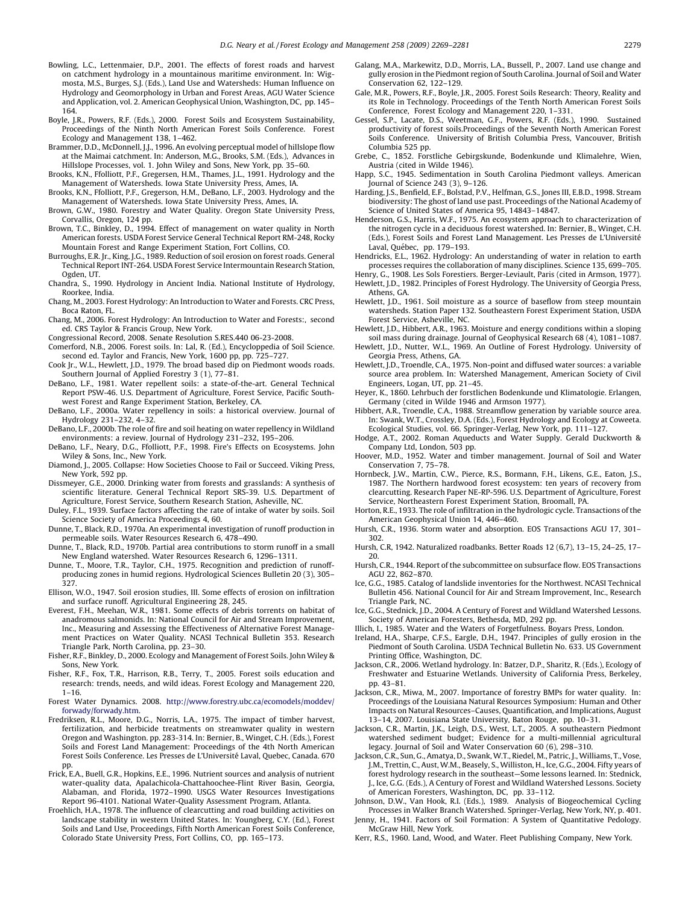Bowling, L.C., Lettenmaier, D.P., 2001. The effects of forest roads and harvest on catchment hydrology in a mountainous maritime environment. In: Wigmosta, M.S., Burges, S.J. (Eds.), Land Use and Watersheds: Human Influence on Hydrology and Geomorphology in Urban and Forest Areas, AGU Water Science and Application, vol. 2. American Geophysical Union, Washington, DC, pp. 145–164.

Boyle, J.R., Powers, R.F. (Eds.), 2000. Forest Soils and Ecosystem Sustainability, Proceedings of the Ninth North American Forest Soils Conference. Forest Ecology and Management 138, 1–462.

Brammer, D.D., McDonnell, J.J., 1996. An evolving perceptual model of hillslope flow at the Maimai catchment. In: Anderson, M.G., Brooks, S.M. (Eds.), Advances in Hillslope Processes, vol. 1. John Wiley and Sons, New York, pp. 35–60.

Brooks, K.N., Ffolliott, P.F., Gregersen, H.M., Thames, J.L., 1991. Hydrology and the Management of Watersheds. Iowa State University Press, Ames, IA.

Brooks, K.N., Ffolliott, P.F., Gregerson, H.M., DeBano, L.F., 2003. Hydrology and the Management of Watersheds. Iowa State University Press, Ames, IA.

Brown, G.W., 1980. Forestry and Water Quality. Oregon State University Press, Corvallis, Oregon, 124 pp.

Brown, T.C., Binkley, D., 1994. Effect of management on water quality in North American forests. USDA Forest Service General Technical Report RM-248, Rocky Mountain Forest and Range Experiment Station, Fort Collins, CO.

Burroughs, E.R. Jr., King, J.G., 1989. Reduction of soil erosion on forest roads. General Technical Report INT-264. USDA Forest Service Intermountain Research Station, Ogden, UT.

Chandra, S., 1990. Hydrology in Ancient India. National Institute of Hydrology, Roorkee, India.

Chang, M., 2003. Forest Hydrology: An Introduction to Water and Forests. CRC Press, Boca Raton, FL.

Chang, M., 2006. Forest Hydrology: An Introduction to Water and Forests:, second ed. CRS Taylor & Francis Group, New York.

Congressional Record, 2008. Senate Resolution S.RES.440 06-23-2008.

Comerford, N.B., 2006. Forest soils. In: Lal, R. (Ed.), Encycloppedia of Soil Science. second ed. Taylor and Francis, New York, 1600 pp, pp. 725–727.

Cook Jr., W.L., Hewlett, J.D., 1979. The broad based dip on Piedmont woods roads. Southern Journal of Applied Forestry 3 (1), 77–81.

DeBano, L.F., 1981. Water repellent soils: a state-of-the-art. General Technical Report PSW-46. U.S. Department of Agriculture, Forest Service, Pacific Southwest Forest and Range Experiment Station, Berkeley, CA.

DeBano, L.F., 2000a. Water repellency in soils: a historical overview. Journal of Hydrology 231–232, 4–32.

DeBano, L.F., 2000b. The role of fire and soil heating on water repellency in Wildland environments: a review. Journal of Hydrology 231–232, 195–206.

DeBano, L.F., Neary, D.G., Ffolliott, P.F., 1998. Fire's Effects on Ecosystems. John Wiley & Sons, Inc., New York.

Diamond, J., 2005. Collapse: How Societies Choose to Fail or Succeed. Viking Press, New York, 592 pp.

Dissmeyer, G.E., 2000. Drinking water from forests and grasslands: A synthesis of scientific literature. General Technical Report SRS-39. U.S. Department of Agriculture, Forest Service, Southern Research Station, Asheville, NC.

Duley, F.L., 1939. Surface factors affecting the rate of intake of water by soils. Soil Science Society of America Proceedings 4, 60.

Dunne, T., Black, R.D., 1970a. An experimental investigation of runoff production in permeable soils. Water Resources Research 6, 478–490.

Dunne, T., Black, R.D., 1970b. Partial area contributions to storm runoff in a small New England watershed. Water Resources Research 6, 1296–1311.

Dunne, T., Moore, T.R., Taylor, C.H., 1975. Recognition and prediction of runoff-producing zones in humid regions. Hydrological Sciences Bulletin 20 (3), 305–327.

Ellison, W.O., 1947. Soil erosion studies, III. Some effects of erosion on infiltration and surface runoff. Agricultural Engineering 28, 245.

Everest, F.H., Meehan, W.R., 1981. Some effects of debris torrents on habitat of anadromous salmonids. In: National Council for Air and Stream Improvement, Inc., Measuring and Assessing the Effectiveness of Alternative Forest Management Practices on Water Quality. NCASI Technical Bulletin 353. Research Triangle Park, North Carolina, pp. 23–30.

Fisher, R.F., Binkley, D., 2000. Ecology and Management of Forest Soils. John Wiley & Sons, New York.

Fisher, R.F., Fox, T.R., Harrison, R.B., Terry, T., 2005. Forest soils education and research: trends, needs, and wild ideas. Forest Ecology and Management 220, 1–16.

Forest Water Dynamics. 2008. http://www.forestry.ubc.ca/ecomodels/moddev/forwady/forwady.htm.

Fredriksen, R.L., Moore, D.G., Norris, L.A., 1975. The impact of timber harvest, fertilization, and herbicide treatments on streamwater quality in western Oregon and Washington. pp. 283–314. In: Bernier, B., Winget, C.H. (Eds.), Forest Soils and Forest Land Management: Proceedings of the 4th North American Forest Soils Conference. Les Presses de L'Université Laval, Quebec, Canada. 670 pp.

Frick, E.A., Buell, G.R., Hopkins, E.E., 1996. Nutrient sources and analysis of nutrient water-quality data, Apalachicola-Chattahoochee-Flint River Basin, Georgia, Alabaman, and Florida, 1972–1990. USGS Water Resources Investigations Report 96-4101. National Water-Quality Assessment Program, Atlanta.

Froehlich, H.A., 1978. The influence of clearcutting and road building activities on landscape stability in western United States. In: Youngberg, C.Y. (Ed.), Forest Soils and Land Use, Proceedings, Fifth North American Forest Soils Conference, Colorado State University Press, Fort Collins, CO, pp. 165–173.

Galang, M.A., Markewitz, D.D., Morris, L.A., Bussell, P., 2007. Land use change and gully erosion in the Piedmont region of South Carolina. Journal of Soil and Water Conservation 62, 122–129.

Gale, M.R., Powers, R.F., Boyle, J.R., 2005. Forest Soils Research: Theory, Reality and its Role in Technology. Proceedings of the Tenth North American Forest Soils Conference, Forest Ecology and Management 220, 1–331.

Gessel, S.P., Lacate, D.S., Weetman, G.F., Powers, R.F. (Eds.), 1990. Sustained productivity of forest soils.Proceedings of the Seventh North American Forest Soils Conference. University of British Columbia Press, Vancouver, British Columbia 525 pp.

Grebe, C., 1852. Forstliche Gebirgskunde, Bodenkunde und Klimalehre, Wien, Austria (cited in Wilde 1946).

Happ, S.C., 1945. Sedimentation in South Carolina Piedmont valleys. American Journal of Science 243 (3), 9–126.

Harding, J.S., Benfield, E.F., Bolstad, P.V., Helfman, G.S., Jones III, E.B.D., 1998. Stream biodiversity: The ghost of land use past. Proceedings of the National Academy of Science of United States of America 95, 14843–14847.

Henderson, G.S., Harris, W.F., 1975. An ecosystem approach to characterization of the nitrogen cycle in a deciduous forest watershed. In: Bernier, B., Winget, C.H. (Eds.), Forest Soils and Forest Land Management. Les Presses de L'Université Laval, Québec, pp. 179–193.

Hendricks, E.L., 1962. Hydrology: An understanding of water in relation to earth processes requires the collaboration of many disciplines. Science 135, 699–705.

Henry, G., 1908. Les Sols Forestiers. Berger-Leviault, Paris (cited in Armson, 1977).

Hewlett, J.D., 1982. Principles of Forest Hydrology. The University of Georgia Press, Athens, GA.

Hewlett, J.D., 1961. Soil moisture as a source of baseflow from steep mountain watersheds. Station Paper 132. Southeastern Forest Experiment Station, USDA Forest Service, Asheville, NC.

Hewlett, J.D., Hibbert, A.R., 1963. Moisture and energy conditions within a sloping soil mass during drainage. Journal of Geophysical Research 68 (4), 1081–1087.

Hewlett, J.D., Nutter, W.L., 1969. An Outline of Forest Hydrology. University of Georgia Press, Athens, GA.

Hewlett, J.D., Troendle, C.A., 1975. Non-point and diffused water sources: a variable source area problem. In: Watershed Management, American Society of Civil Engineers, Logan, UT, pp. 21–45.

Heyer, K., 1860. Lehrbuch der forstlichen Bodenkunde und Klimatologie. Erlangen, Germany (cited in Wilde 1946 and Armson 1977).

Hibbert, A.R., Troendle, C.A., 1988. Streamflow generation by variable source area. In: Swank, W.T., Crossley, D.A. (Eds.), Forest Hydrology and Ecology at Coweeta. Ecological Studies, vol. 66. Springer-Verlag, New York, pp. 111–127.

Hodge, A.T., 2002. Roman Aqueducts and Water Supply. Gerald Duckworth & Company Ltd, London, 503 pp.

Hoover, M.D., 1952. Water and timber management. Journal of Soil and Water Conservation 7, 75–78.

Hornbeck, J.W., Martin, C.W., Pierce, R.S., Bormann, F.H., Likens, G.E., Eaton, J.S., 1987. The Northern hardwood forest ecosystem: ten years of recovery from clearcutting. Research Paper NE-RP-596. U.S. Department of Agriculture, Forest Service, Northeastern Forest Experiment Station, Broomall, PA.

Horton, R.E., 1933. The role of infiltration in the hydrologic cycle. Transactions of the American Geophysical Union 14, 446–460.

Hursh, C.R., 1936. Storm water and absorption. EOS Transactions AGU 17, 301–302.

Hursh, C.R, 1942. Naturalized roadbanks. Better Roads 12 (6,7), 13–15, 24–25, 17–20.

Hursh, C.R., 1944. Report of the subcommittee on subsurface flow. EOS Transactions AGU 22, 862–870.

Ice, G.G., 1985. Catalog of landslide inventories for the Northwest. NCASI Technical Bulletin 456. National Council for Air and Stream Improvement, Inc., Research Triangle Park, NC.

Ice, G.G., Stednick, J.D., 2004. A Century of Forest and Wildland Watershed Lessons. Society of American Foresters, Bethesda, MD, 292 pp.

Illich, I., 1985. Water and the Waters of Forgetfulness. Boyars Press, London.

Ireland, H.A., Sharpe, C.F.S., Eargle, D.H., 1947. Principles of gully erosion in the Piedmont of South Carolina. USDA Technical Bulletin No. 633. US Government Printing Office, Washington, DC.

Jackson, C.R., 2006. Wetland hydrology. In: Batzer, D.P., Sharitz, R. (Eds.), Ecology of Freshwater and Estuarine Wetlands. University of California Press, Berkeley, pp. 43–81.

Jackson, C.R., Miwa, M., 2007. Importance of forestry BMPs for water quality. In: Proceedings of the Louisiana Natural Resources Symposium: Human and Other Impacts on Natural Resources–Causes, Quantification, and Implications, August 13–14, 2007. Louisiana State University, Baton Rouge, pp. 10–31.

Jackson, C.R., Martin, J.K., Leigh, D.S., West, L.T., 2005. A southeastern Piedmont watershed sediment budget; Evidence for a multi-millennial agricultural legacy. Journal of Soil and Water Conservation 60 (6), 298–310.

Jackson, C.R., Sun, G., Amatya, D., Swank, W.T., Riedel, M., Patric, J., Williams, T., Vose, J.M., Trettin, C., Aust, W.M., Beasely, S., Williston, H., Ice, G.G., 2004. Fifty years of forest hydrology research in the southeast—Some lessons learned. In: Stednick, J., Ice, G.G. (Eds.), A Century of Forest and Wildland Watershed Lessons. Society of American Foresters, Washington, DC, pp. 33–112.

Johnson, D.W., Van Hook, R.I. (Eds.), 1989. Analysis of Biogeochemical Cycling Processes in Walker Branch Watershed. Springer-Verlag, New York, NY, p. 401.

Jenny, H., 1941. Factors of Soil Formation: A System of Quantitative Pedology. McGraw Hill, New York.

Kerr, R.S., 1960. Land, Wood, and Water. Fleet Publishing Company, New York.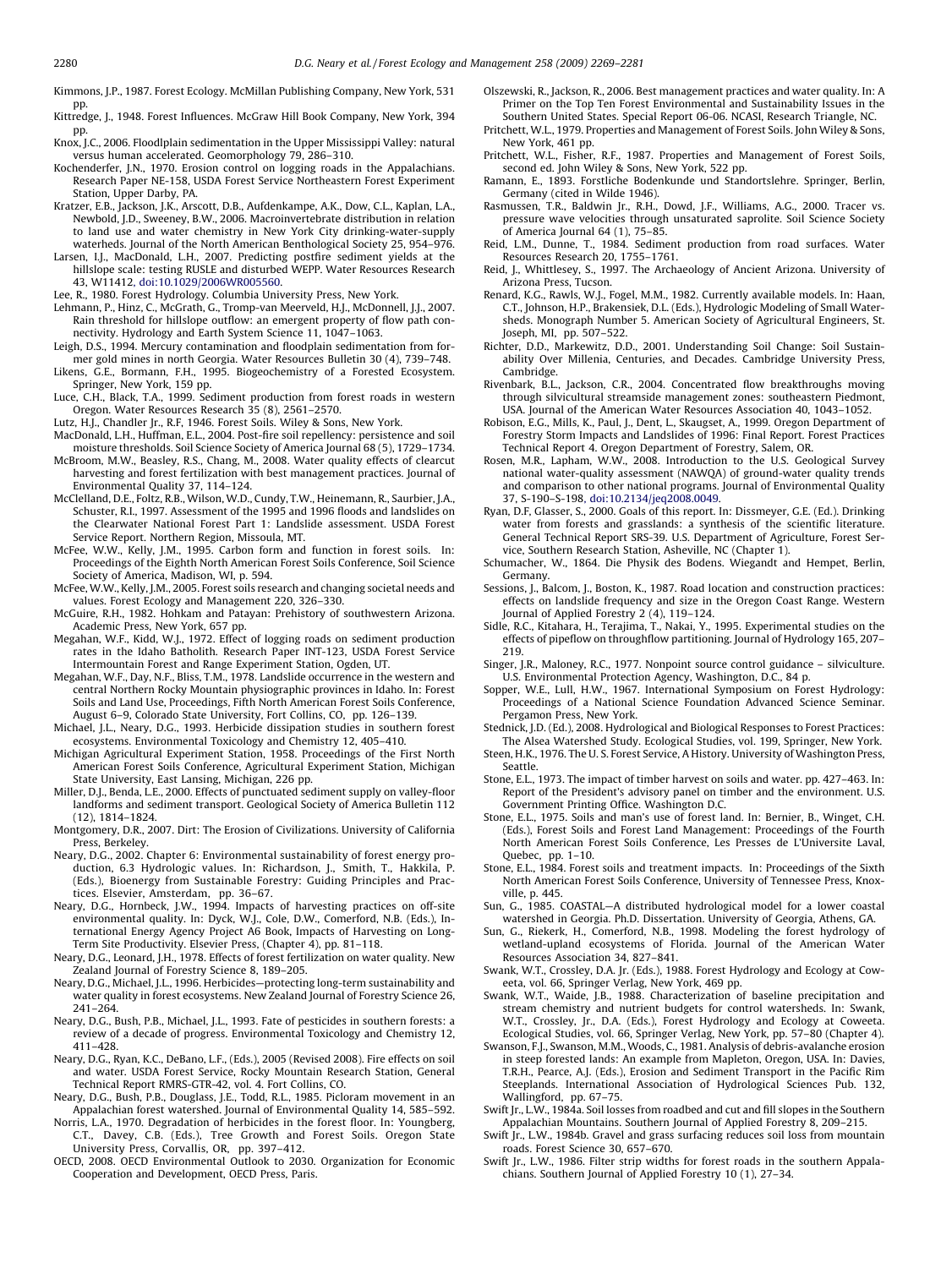Kimmons, J.P., 1987. Forest Ecology. McMillan Publishing Company, New York, 531 pp.

Kittredge, J., 1948. Forest Influences. McGraw Hill Book Company, New York, 394 pp.

Knox, J.C., 2006. Floodplain sedimentation in the Upper Mississippi Valley: natural versus human accelerated. Geomorphology 79, 286–310.

Kochenderfer, J.N., 1970. Erosion control on logging roads in the Appalachians. Research Paper NE-158, USDA Forest Service Northeastern Forest Experiment Station, Upper Darby, PA.

Kratzer, E.B., Jackson, J.K., Arscott, D.B., Aufdenkampe, A.K., Dow, C.L., Kaplan, L.A., Newbold, J.D., Sweeney, B.W., 2006. Macroinvertebrate distribution in relation to land use and water chemistry in New York City drinking-water-supply waterheds. Journal of the North American Benthological Society 25, 954–976.

Larsen, I.J., MacDonald, L.H., 2007. Predicting postfire sediment yields at the hillslope scale: testing RUSLE and disturbed WEPP. Water Resources Research 43, W11412, doi:10.1029/2006WR005560.

Lee, R., 1980. Forest Hydrology. Columbia University Press, New York.

Lehmann, P., Hinz, C., McGrath, G., Tromp-van Meerveld, H.J., McDonnell, J.J., 2007. Rain threshold for hillslope outflow: an emergent property of flow path connectivity. Hydrology and Earth System Science 11, 1047–1063.

Leigh, D.S., 1994. Mercury contamination and floodplain sedimentation from former gold mines in north Georgia. Water Resources Bulletin 30 (4), 739–748.

Likens, G.E., Bormann, F.H., 1995. Biogeochemistry of a Forested Ecosystem. Springer, New York, 159 pp.

Luce, C.H., Black, T.A., 1999. Sediment production from forest roads in western Oregon. Water Resources Research 35 (8), 2561–2570.

Lutz, H.J., Chandler Jr., R.F, 1946. Forest Soils. Wiley & Sons, New York.

MacDonald, L.H., Huffman, E.L., 2004. Post-fire soil repellency: persistence and soil moisture thresholds. Soil Science Society of America Journal 68 (5), 1729–1734.

McBroom, M.W., Beasley, R.S., Chang, M., 2008. Water quality effects of clearcut harvesting and forest fertilization with best management practices. Journal of Environmental Quality 37, 114–124.

McClelland, D.E., Foltz, R.B., Wilson, W.D., Cundy, T.W., Heinemann, R., Saurbier, J.A., Schuster, R.I., 1997. Assessment of the 1995 and 1996 floods and landslides on the Clearwater National Forest Part 1: Landslide assessment. USDA Forest Service Report. Northern Region, Missoula, MT.

McFee, W.W., Kelly, J.M., 1995. Carbon form and function in forest soils. In: Proceedings of the Eighth North American Forest Soils Conference, Soil Science Society of America, Madison, WI, p. 594.

McFee, W.W., Kelly, J.M., 2005. Forest soils research and changing societal needs and values. Forest Ecology and Management 220, 326–330.

McGuire, R.H., 1982. Hohkam and Patayan: Prehistory of southwestern Arizona. Academic Press, New York, 657 pp.

Megahan, W.F., Kidd, W.J., 1972. Effect of logging roads on sediment production rates in the Idaho Batholith. Research Paper INT-123, USDA Forest Service Intermountain Forest and Range Experiment Station, Ogden, UT.

Megahan, W.F., Day, N.F., Bliss, T.M., 1978. Landslide occurrence in the western and central Northern Rocky Mountain physiographic provinces in Idaho. In: Forest Soils and Land Use, Proceedings, Fifth North American Forest Soils Conference, August 6–9, Colorado State University, Fort Collins, CO, pp. 126–139.

Michael, J.L., Neary, D.G., 1993. Herbicide dissipation studies in southern forest ecosystems. Environmental Toxicology and Chemistry 12, 405–410.

Michigan Agricultural Experiment Station, 1958. Proceedings of the First North American Forest Soils Conference, Agricultural Experiment Station, Michigan State University, East Lansing, Michigan, 226 pp.

Miller, D.J., Benda, L.E., 2000. Effects of punctuated sediment supply on valley-floor landforms and sediment transport. Geological Society of America Bulletin 112 (12), 1814–1824.

Montgomery, D.R., 2007. Dirt: The Erosion of Civilizations. University of California Press, Berkeley.

Neary, D.G., 2002. Chapter 6: Environmental sustainability of forest energy production, 6.3 Hydrologic values. In: Richardson, J., Smith, T., Hakkila, P. (Eds.), Bioenergy from Sustainable Forestry: Guiding Principles and Practices. Elsevier, Amsterdam, pp. 36–67.

Neary, D.G., Hornbeck, J.W., 1994. Impacts of harvesting practices on off-site environmental quality. In: Dyck, W.J., Cole, D.W., Comerford, N.B. (Eds.), International Energy Agency Project A6 Book, Impacts of Harvesting on Long-Term Site Productivity. Elsevier Press, (Chapter 4), pp. 81–118.

Neary, D.G., Leonard, J.H., 1978. Effects of forest fertilization on water quality. New Zealand Journal of Forestry Science 8, 189–205.

Neary, D.G., Michael, J.L., 1996. Herbicides—protecting long-term sustainability and water quality in forest ecosystems. New Zealand Journal of Forestry Science 26, 241–264.

Neary, D.G., Bush, P.B., Michael, J.L., 1993. Fate of pesticides in southern forests: a review of a decade of progress. Environmental Toxicology and Chemistry 12, 411–428.

Neary, D.G., Ryan, K.C., DeBano, L.F., (Eds.), 2005 (Revised 2008). Fire effects on soil and water. USDA Forest Service, Rocky Mountain Research Station, General Technical Report RMRS-GTR-42, vol. 4. Fort Collins, CO.

Neary, D.G., Bush, P.B., Douglass, J.E., Todd, R.L., 1985. Picloram movement in an Appalachian forest watershed. Journal of Environmental Quality 14, 585–592.

Norris, L.A., 1970. Degradation of herbicides in the forest floor. In: Youngberg, C.T., Davey, C.B. (Eds.), Tree Growth and Forest Soils. Oregon State University Press, Corvallis, OR, pp. 397–412.

OECD, 2008. OECD Environmental Outlook to 2030. Organization for Economic Cooperation and Development, OECD Press, Paris.

Olszewski, R., Jackson, R., 2006. Best management practices and water quality. In: A Primer on the Top Ten Forest Environmental and Sustainability Issues in the Southern United States. Special Report 06-06. NCASI, Research Triangle, NC.

Pritchett, W.L., 1979. Properties and Management of Forest Soils. John Wiley & Sons, New York, 461 pp.

Pritchett, W.L., Fisher, R.F., 1987. Properties and Management of Forest Soils, second ed. John Wiley & Sons, New York, 522 pp.

Ramann, E., 1893. Forstliche Bodenkunde und Standortslehre. Springer, Berlin, Germany (cited in Wilde 1946).

Rasmussen, T.R., Baldwin Jr., R.H., Dowd, J.F., Williams, A.G., 2000. Tracer vs. pressure wave velocities through unsaturated saprolite. Soil Science Society of America Journal 64 (1), 75–85.

Reid, L.M., Dunne, T., 1984. Sediment production from road surfaces. Water Resources Research 20, 1755–1761.

Reid, J., Whittlesey, S., 1997. The Archaeology of Ancient Arizona. University of Arizona Press, Tucson.

Renard, K.G., Rawls, W.J., Fogel, M.M., 1982. Currently available models. In: Haan, C.T., Johnson, H.P., Brakensiek, D.L. (Eds.), Hydrologic Modeling of Small Watersheds. Monograph Number 5. American Society of Agricultural Engineers, St. Joseph, MI, pp. 507–522.

Richter, D.D., Markewitz, D.D., 2001. Understanding Soil Change: Soil Sustainability Over Millenia, Centuries, and Decades. Cambridge University Press, Cambridge.

Rivenbark, B.L., Jackson, C.R., 2004. Concentrated flow breakthroughs moving through silvicultural streamside management zones: southeastern Piedmont, USA. Journal of the American Water Resources Association 40, 1043–1052.

Robison, E.G., Mills, K., Paul, J., Dent, L., Skaugset, A., 1999. Oregon Department of Forestry Storm Impacts and Landslides of 1996: Final Report. Forest Practices Technical Report 4. Oregon Department of Forestry, Salem, OR.

Rosen, M.R., Lapham, W.W., 2008. Introduction to the U.S. Geological Survey national water-quality assessment (NAWQA) of ground-water quality trends and comparison to other national programs. Journal of Environmental Quality 37, S-190–S-198, doi:10.2134/jeq2008.0049.

Ryan, D.F, Glasser, S., 2000. Goals of this report. In: Dissmeyer, G.E. (Ed.). Drinking water from forests and grasslands: a synthesis of the scientific literature. General Technical Report SRS-39. U.S. Department of Agriculture, Forest Service, Southern Research Station, Asheville, NC (Chapter 1).

Schumacher, W., 1864. Die Physik des Bodens. Wiegandt and Hempet, Berlin, Germany.

Sessions, J., Balcom, J., Boston, K., 1987. Road location and construction practices: effects on landslide frequency and size in the Oregon Coast Range. Western Journal of Applied Forestry 2 (4), 119–124.

Sidle, R.C., Kitahara, H., Terajima, T., Nakai, Y., 1995. Experimental studies on the effects of pipeflow on throughflow partitioning. Journal of Hydrology 165, 207–219.

Singer, J.R., Maloney, R.C., 1977. Nonpoint source control guidance – silviculture. U.S. Environmental Protection Agency, Washington, D.C., 84 p.

Sopper, W.E., Lull, H.W., 1967. International Symposium on Forest Hydrology: Proceedings of a National Science Foundation Advanced Science Seminar. Pergamon Press, New York.

Stednick, J.D. (Ed.), 2008. Hydrological and Biological Responses to Forest Practices: The Alsea Watershed Study. Ecological Studies, vol. 199, Springer, New York.

Steen, H.K., 1976. The U. S. Forest Service, A History. University of Washington Press, Seattle.

Stone, E.L., 1973. The impact of timber harvest on soils and water. pp. 427–463. In: Report of the President's advisory panel on timber and the environment. U.S. Government Printing Office. Washington D.C.

Stone, E.L., 1975. Soils and man's use of forest land. In: Bernier, B., Winget, C.H. (Eds.), Forest Soils and Forest Land Management: Proceedings of the Fourth North American Forest Soils Conference, Les Presses de L'Universite Laval, Quebec, pp. 1–10.

Stone, E.L., 1984. Forest soils and treatment impacts. In: Proceedings of the Sixth North American Forest Soils Conference, University of Tennessee Press, Knoxville, p. 445.

Sun, G., 1985. COASTAL—A distributed hydrological model for a lower coastal watershed in Georgia. Ph.D. Dissertation. University of Georgia, Athens, GA.

Sun, G., Riekerk, H., Comerford, N.B., 1998. Modeling the forest hydrology of wetland-upland ecosystems of Florida. Journal of the American Water Resources Association 34, 827–841.

Swank, W.T., Crossley, D.A. Jr. (Eds.), 1988. Forest Hydrology and Ecology at Coweeta, vol. 66, Springer Verlag, New York, 469 pp.

Swank, W.T., Waide, J.B., 1988. Characterization of baseline precipitation and stream chemistry and nutrient budgets for control watersheds. In: Swank, W.T., Crossley, Jr., D.A. (Eds.), Forest Hydrology and Ecology at Coweeta. Ecological Studies, vol. 66, Springer Verlag, New York, pp. 57–80 (Chapter 4).

Swanson, F.J., Swanson, M.M., Woods, C., 1981. Analysis of debris-avalanche erosion in steep forested lands: An example from Mapleton, Oregon, USA. In: Davies, T.R.H., Pearce, A.J. (Eds.), Erosion and Sediment Transport in the Pacific Rim Steeplands. International Association of Hydrological Sciences Pub. 132, Wallingford, pp. 67–75.

Swift Jr., L.W., 1984a. Soil losses from roadbed and cut and fill slopes in the Southern Appalachian Mountains. Southern Journal of Applied Forestry 8, 209–215.

Swift Jr., L.W., 1984b. Gravel and grass surfacing reduces soil loss from mountain roads. Forest Science 30, 657–670.

Swift Jr., L.W., 1986. Filter strip widths for forest roads in the southern Appalachians. Southern Journal of Applied Forestry 10 (1), 27–34.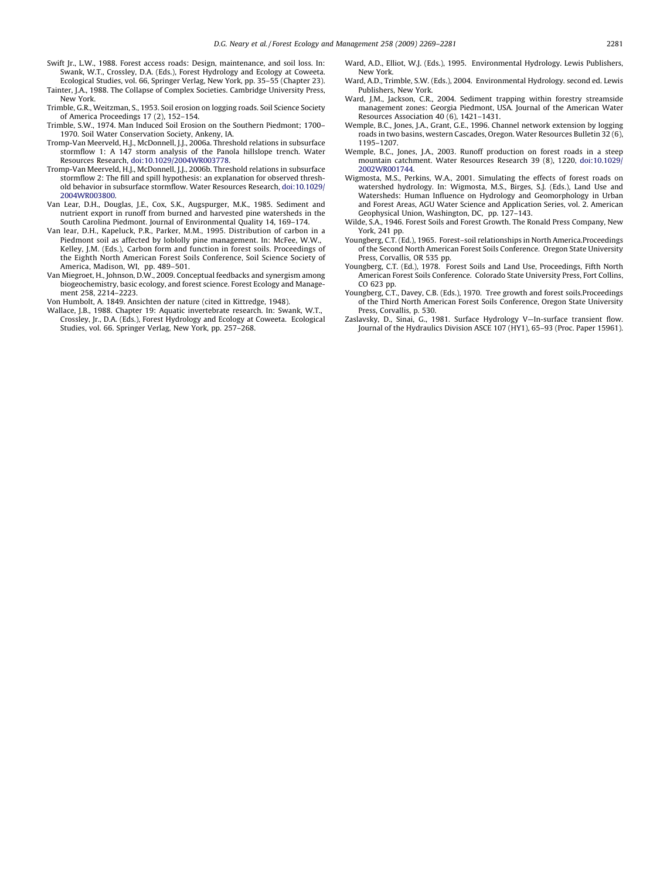Swift Jr., L.W., 1988. Forest access roads: Design, maintenance, and soil loss. In: Swank, W.T., Crossley, D.A. (Eds.), Forest Hydrology and Ecology at Coweeta. Ecological Studies, vol. 66, Springer Verlag, New York, pp. 35–55 (Chapter 23).

Tainter, J.A., 1988. The Collapse of Complex Societies. Cambridge University Press, New York.

Trimble, G.R., Weitzman, S., 1953. Soil erosion on logging roads. Soil Science Society of America Proceedings 17 (2), 152–154.

Trimble, S.W., 1974. Man Induced Soil Erosion on the Southern Piedmont; 1700–1970. Soil Water Conservation Society, Ankeny, IA.

Tromp-Van Meerveld, H.J., McDonnell, J.J., 2006a. Threshold relations in subsurface stormflow 1: A 147 storm analysis of the Panola hillslope trench. Water Resources Research, doi:10.1029/2004WR003778.

Tromp-Van Meerveld, H.J., McDonnell, J.J., 2006b. Threshold relations in subsurface stormflow 2: The fill and spill hypothesis: an explanation for observed threshold behavior in subsurface stormflow. Water Resources Research, doi:10.1029/2004WR003800.

Van Lear, D.H., Douglas, J.E., Cox, S.K., Augspurger, M.K., 1985. Sediment and nutrient export in runoff from burned and harvested pine watersheds in the South Carolina Piedmont. Journal of Environmental Quality 14, 169–174.

Van lear, D.H., Kapeluck, P.R., Parker, M.M., 1995. Distribution of carbon in a Piedmont soil as affected by loblolly pine management. In: McFee, W.W., Kelley, J.M. (Eds.), Carbon form and function in forest soils. Proceedings of the Eighth North American Forest Soils Conference, Soil Science Society of America, Madison, WI, pp. 489–501.

Van Miegroet, H., Johnson, D.W., 2009. Conceptual feedbacks and synergism among biogeochemistry, basic ecology, and forest science. Forest Ecology and Management 258, 2214–2223.

Von Humbolt, A. 1849. Ansichten der nature (cited in Kittredge, 1948).

Wallace, J.B., 1988. Chapter 19: Aquatic invertebrate research. In: Swank, W.T., Crossley, Jr., D.A. (Eds.), Forest Hydrology and Ecology at Coweeta. Ecological Studies, vol. 66. Springer Verlag, New York, pp. 257–268.

Ward, A.D., Elliot, W.J. (Eds.), 1995. Environmental Hydrology. Lewis Publishers, New York.

Ward, A.D., Trimble, S.W. (Eds.), 2004. Environmental Hydrology. second ed. Lewis Publishers, New York.

Ward, J.M., Jackson, C.R., 2004. Sediment trapping within forestry streamside management zones: Georgia Piedmont, USA. Journal of the American Water Resources Association 40 (6), 1421–1431.

Wemple, B.C., Jones, J.A., Grant, G.E., 1996. Channel network extension by logging roads in two basins, western Cascades, Oregon. Water Resources Bulletin 32 (6), 1195–1207.

Wemple, B.C., Jones, J.A., 2003. Runoff production on forest roads in a steep mountain catchment. Water Resources Research 39 (8), 1220, doi:10.1029/2002WR001744.

Wigmosta, M.S., Perkins, W.A., 2001. Simulating the effects of forest roads on watershed hydrology. In: Wigmosta, M.S., Birges, S.J. (Eds.), Land Use and Watersheds: Human Influence on Hydrology and Geomorphology in Urban and Forest Areas, AGU Water Science and Application Series, vol. 2. American Geophysical Union, Washington, DC, pp. 127–143.

Wilde, S.A., 1946. Forest Soils and Forest Growth. The Ronald Press Company, New York, 241 pp.

Youngberg, C.T. (Ed.), 1965. Forest–soil relationships in North America.Proceedings of the Second North American Forest Soils Conference. Oregon State University Press, Corvallis, OR 535 pp.

Youngberg, C.T. (Ed.), 1978. Forest Soils and Land Use, Proceedings, Fifth North American Forest Soils Conference. Colorado State University Press, Fort Collins, CO 623 pp.

Youngberg, C.T., Davey, C.B. (Eds.), 1970. Tree growth and forest soils.Proceedings of the Third North American Forest Soils Conference, Oregon State University Press, Corvallis, p. 530.

Zaslavsky, D., Sinai, G., 1981. Surface Hydrology V—In-surface transient flow. Journal of the Hydraulics Division ASCE 107 (HY1), 65–93 (Proc. Paper 15961).